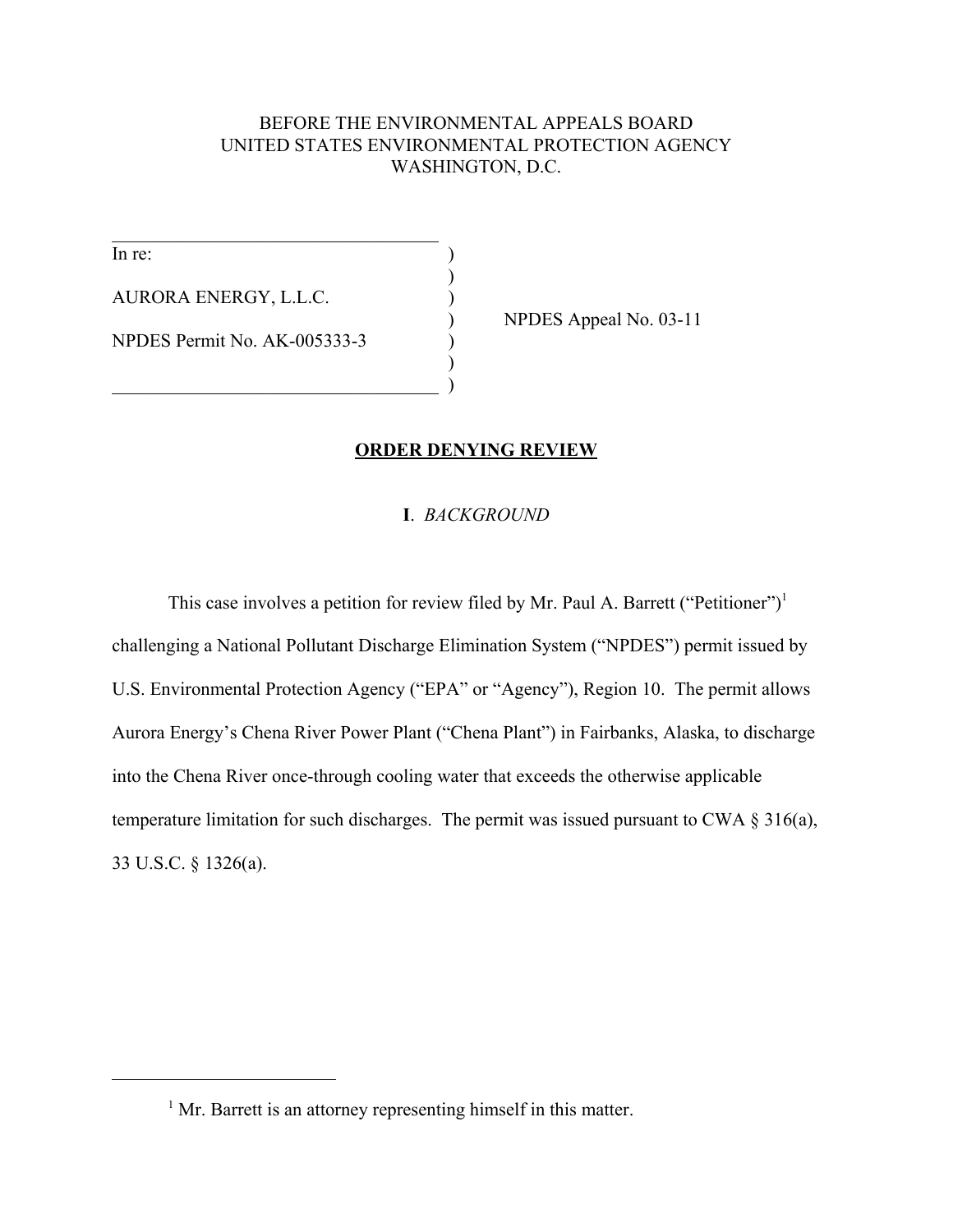BEFORE THE ENVIRONMENTAL APPEALS BOARD
UNITED STATES ENVIRONMENTAL PROTECTION AGENCY
WASHINGTON, D.C.

In re:

AURORA ENERGY, L.L.C.

NPDES Permit No. AK-005333-3

NPDES Appeal No. 03-11

## ORDER DENYING REVIEW

### I. *BACKGROUND*

This case involves a petition for review filed by Mr. Paul A. Barrett ("Petitioner")[1] challenging a National Pollutant Discharge Elimination System ("NPDES") permit issued by U.S. Environmental Protection Agency ("EPA" or "Agency"), Region 10. The permit allows Aurora Energy's Chena River Power Plant ("Chena Plant") in Fairbanks, Alaska, to discharge into the Chena River once-through cooling water that exceeds the otherwise applicable temperature limitation for such discharges. The permit was issued pursuant to CWA § 316(a), 33 U.S.C. § 1326(a).

[1] Mr. Barrett is an attorney representing himself in this matter.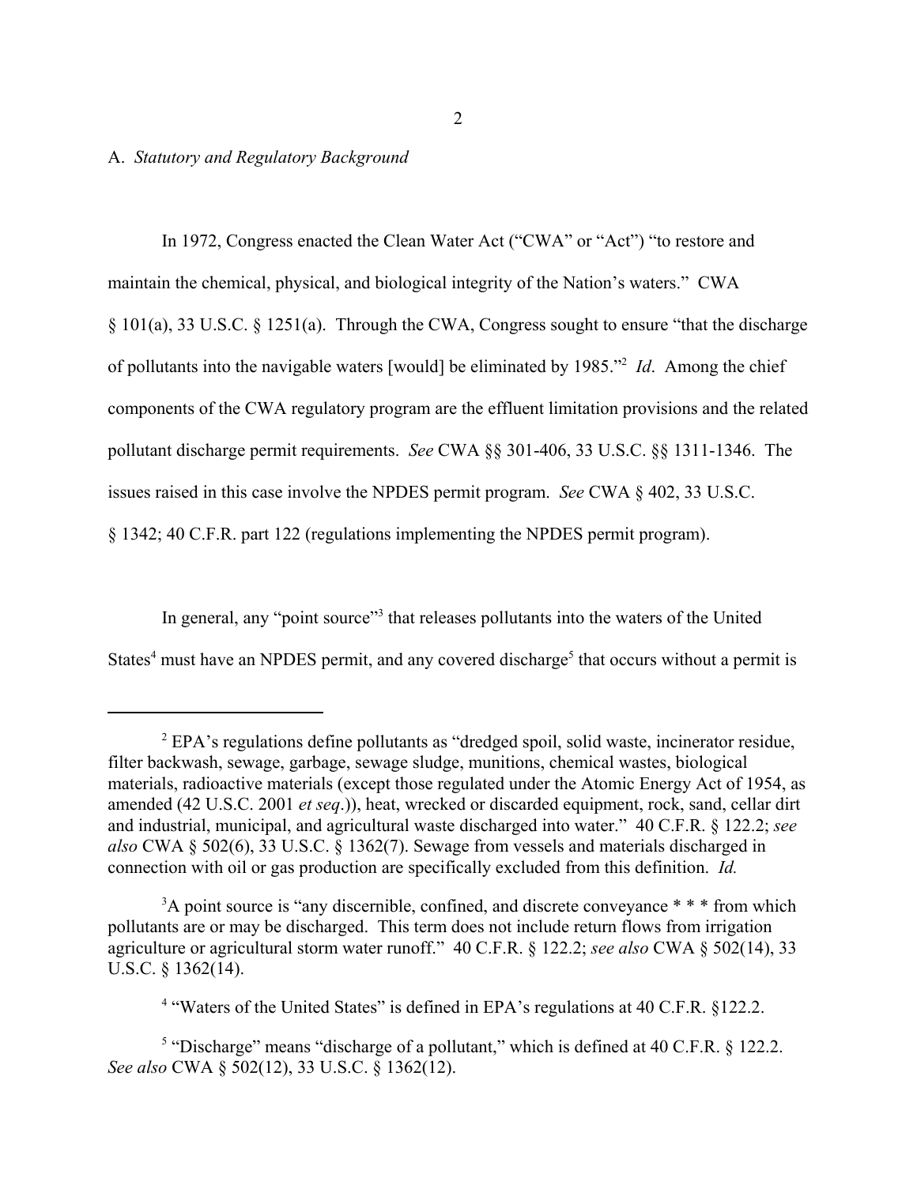A. *Statutory and Regulatory Background*

In 1972, Congress enacted the Clean Water Act ("CWA" or "Act") "to restore and maintain the chemical, physical, and biological integrity of the Nation's waters." CWA § 101(a), 33 U.S.C. § 1251(a). Through the CWA, Congress sought to ensure "that the discharge of pollutants into the navigable waters [would] be eliminated by 1985."[2] *Id*. Among the chief components of the CWA regulatory program are the effluent limitation provisions and the related pollutant discharge permit requirements. *See* CWA §§ 301-406, 33 U.S.C. §§ 1311-1346. The issues raised in this case involve the NPDES permit program. *See* CWA § 402, 33 U.S.C. § 1342; 40 C.F.R. part 122 (regulations implementing the NPDES permit program).

In general, any "point source"[3] that releases pollutants into the waters of the United States[4] must have an NPDES permit, and any covered discharge[5] that occurs without a permit is

---

[2] EPA's regulations define pollutants as "dredged spoil, solid waste, incinerator residue, filter backwash, sewage, garbage, sewage sludge, munitions, chemical wastes, biological materials, radioactive materials (except those regulated under the Atomic Energy Act of 1954, as amended (42 U.S.C. 2001 *et seq*.)), heat, wrecked or discarded equipment, rock, sand, cellar dirt and industrial, municipal, and agricultural waste discharged into water." 40 C.F.R. § 122.2; *see also* CWA § 502(6), 33 U.S.C. § 1362(7). Sewage from vessels and materials discharged in connection with oil or gas production are specifically excluded from this definition. *Id.*

[3] A point source is "any discernible, confined, and discrete conveyance * * * from which pollutants are or may be discharged. This term does not include return flows from irrigation agriculture or agricultural storm water runoff." 40 C.F.R. § 122.2; *see also* CWA § 502(14), 33 U.S.C. § 1362(14).

[4] "Waters of the United States" is defined in EPA's regulations at 40 C.F.R. §122.2.

[5] "Discharge" means "discharge of a pollutant," which is defined at 40 C.F.R. § 122.2. *See also* CWA § 502(12), 33 U.S.C. § 1362(12).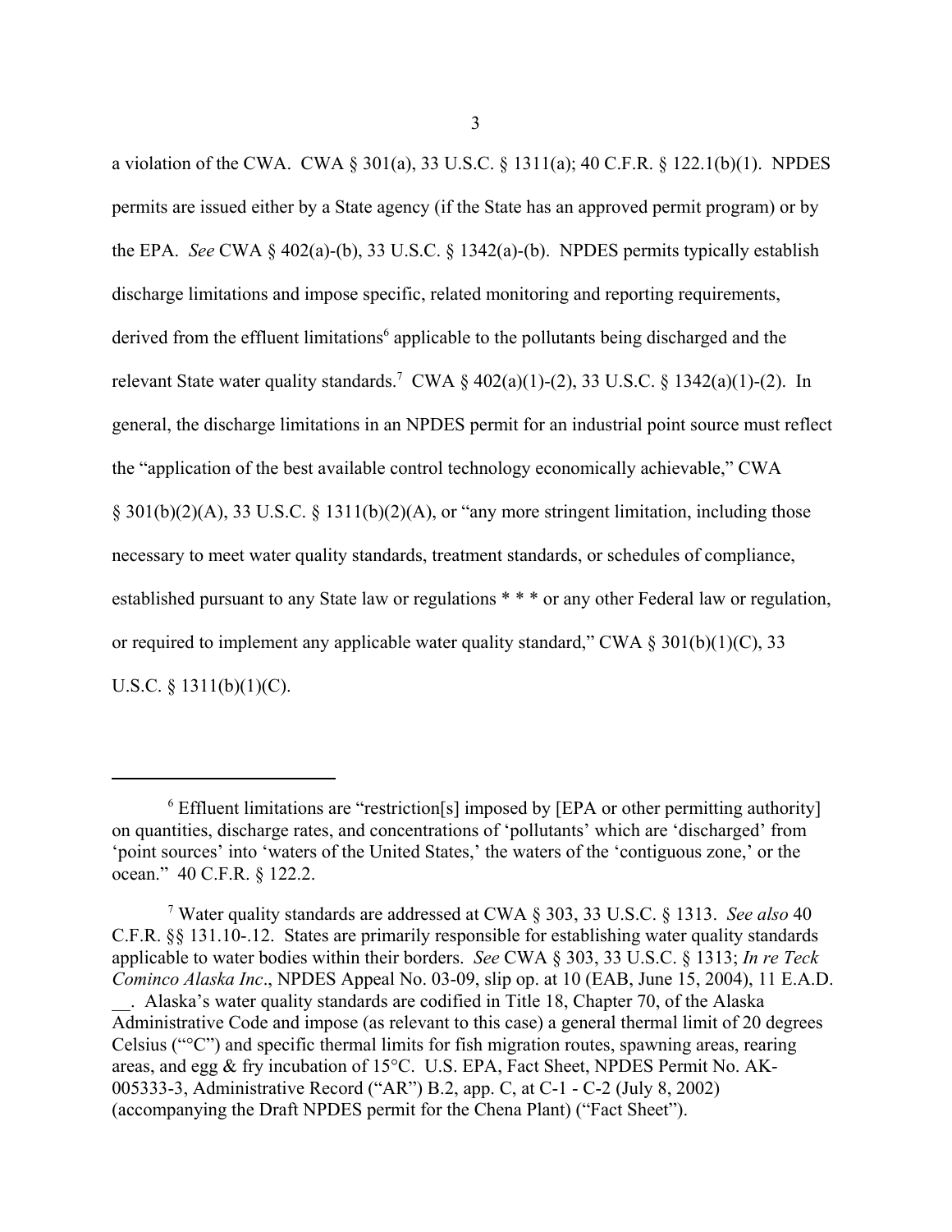a violation of the CWA. CWA § 301(a), 33 U.S.C. § 1311(a); 40 C.F.R. § 122.1(b)(1). NPDES permits are issued either by a State agency (if the State has an approved permit program) or by the EPA. *See* CWA § 402(a)-(b), 33 U.S.C. § 1342(a)-(b). NPDES permits typically establish discharge limitations and impose specific, related monitoring and reporting requirements, derived from the effluent limitations[6] applicable to the pollutants being discharged and the relevant State water quality standards.[7] CWA § 402(a)(1)-(2), 33 U.S.C. § 1342(a)(1)-(2). In general, the discharge limitations in an NPDES permit for an industrial point source must reflect the "application of the best available control technology economically achievable," CWA § 301(b)(2)(A), 33 U.S.C. § 1311(b)(2)(A), or "any more stringent limitation, including those necessary to meet water quality standards, treatment standards, or schedules of compliance, established pursuant to any State law or regulations * * * or any other Federal law or regulation, or required to implement any applicable water quality standard," CWA § 301(b)(1)(C), 33 U.S.C. § 1311(b)(1)(C).

---

[6] Effluent limitations are "restriction[s] imposed by [EPA or other permitting authority] on quantities, discharge rates, and concentrations of 'pollutants' which are 'discharged' from 'point sources' into 'waters of the United States,' the waters of the 'contiguous zone,' or the ocean." 40 C.F.R. § 122.2.

[7] Water quality standards are addressed at CWA § 303, 33 U.S.C. § 1313. *See also* 40 C.F.R. §§ 131.10-.12. States are primarily responsible for establishing water quality standards applicable to water bodies within their borders. *See* CWA § 303, 33 U.S.C. § 1313; *In re Teck Cominco Alaska Inc*., NPDES Appeal No. 03-09, slip op. at 10 (EAB, June 15, 2004), 11 E.A.D. \_\_. Alaska's water quality standards are codified in Title 18, Chapter 70, of the Alaska Administrative Code and impose (as relevant to this case) a general thermal limit of 20 degrees Celsius ("°C") and specific thermal limits for fish migration routes, spawning areas, rearing areas, and egg & fry incubation of 15°C. U.S. EPA, Fact Sheet, NPDES Permit No. AK-005333-3, Administrative Record ("AR") B.2, app. C, at C-1 - C-2 (July 8, 2002) (accompanying the Draft NPDES permit for the Chena Plant) ("Fact Sheet").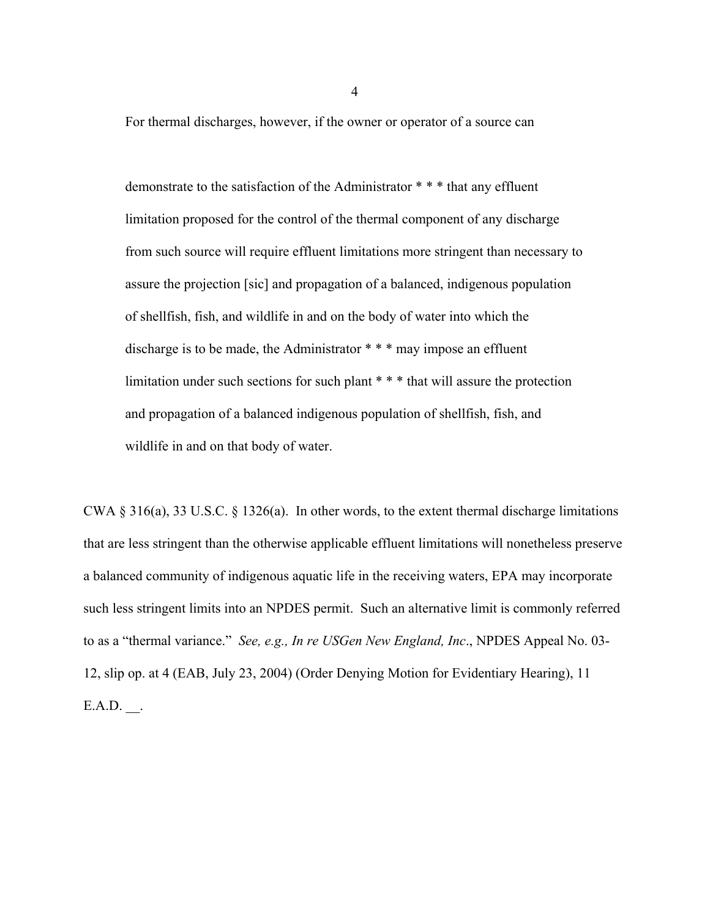For thermal discharges, however, if the owner or operator of a source can

> demonstrate to the satisfaction of the Administrator * * * that any effluent limitation proposed for the control of the thermal component of any discharge from such source will require effluent limitations more stringent than necessary to assure the projection [sic] and propagation of a balanced, indigenous population of shellfish, fish, and wildlife in and on the body of water into which the discharge is to be made, the Administrator * * * may impose an effluent limitation under such sections for such plant * * * that will assure the protection and propagation of a balanced indigenous population of shellfish, fish, and wildlife in and on that body of water.

CWA § 316(a), 33 U.S.C. § 1326(a). In other words, to the extent thermal discharge limitations that are less stringent than the otherwise applicable effluent limitations will nonetheless preserve a balanced community of indigenous aquatic life in the receiving waters, EPA may incorporate such less stringent limits into an NPDES permit. Such an alternative limit is commonly referred to as a "thermal variance." *See, e.g., In re USGen New England, Inc*., NPDES Appeal No. 03-12, slip op. at 4 (EAB, July 23, 2004) (Order Denying Motion for Evidentiary Hearing), 11 E.A.D. __.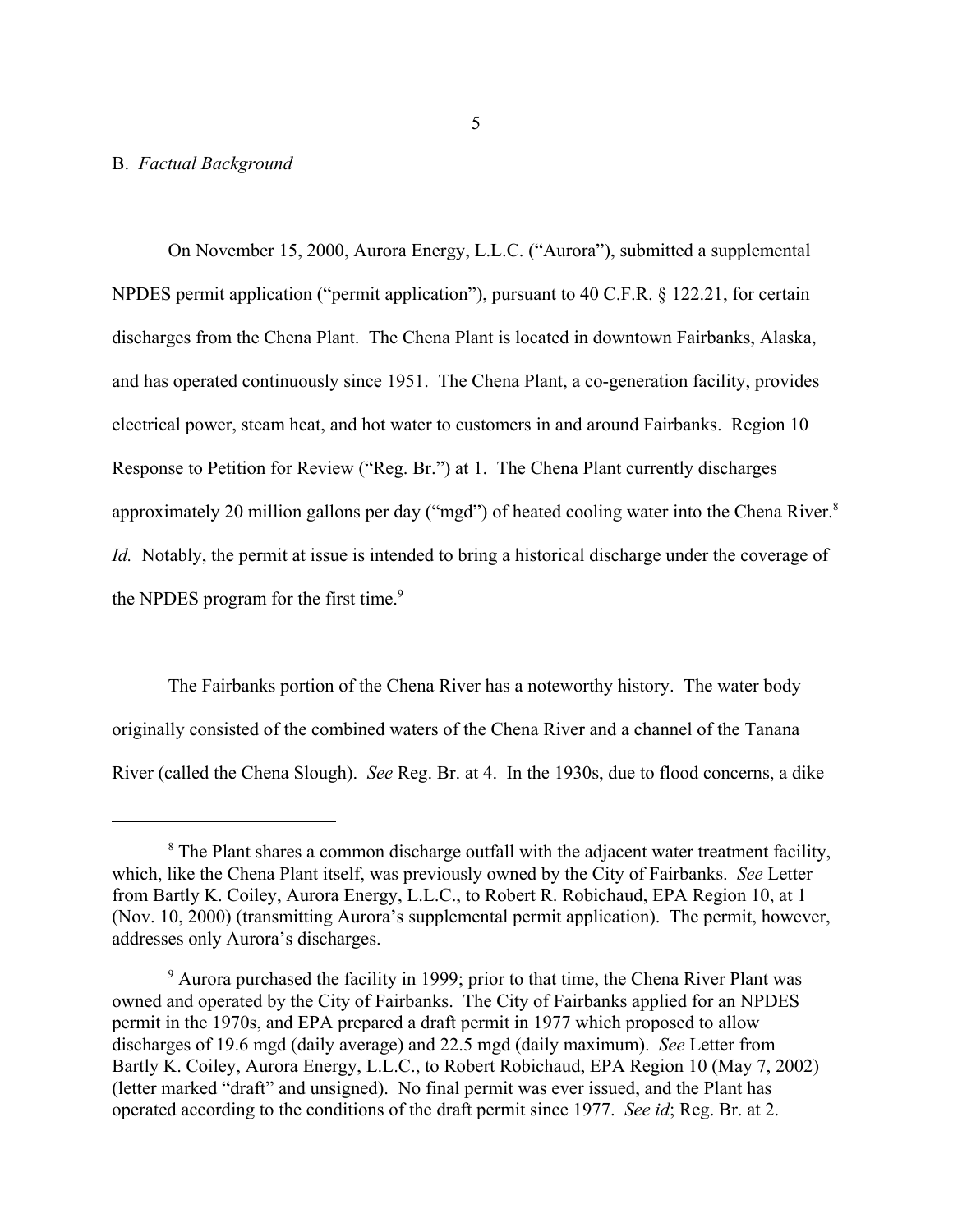B. *Factual Background*

On November 15, 2000, Aurora Energy, L.L.C. ("Aurora"), submitted a supplemental NPDES permit application ("permit application"), pursuant to 40 C.F.R. § 122.21, for certain discharges from the Chena Plant. The Chena Plant is located in downtown Fairbanks, Alaska, and has operated continuously since 1951. The Chena Plant, a co-generation facility, provides electrical power, steam heat, and hot water to customers in and around Fairbanks. Region 10 Response to Petition for Review ("Reg. Br.") at 1. The Chena Plant currently discharges approximately 20 million gallons per day ("mgd") of heated cooling water into the Chena River.[8] *Id.* Notably, the permit at issue is intended to bring a historical discharge under the coverage of the NPDES program for the first time.[9]

The Fairbanks portion of the Chena River has a noteworthy history. The water body originally consisted of the combined waters of the Chena River and a channel of the Tanana River (called the Chena Slough). *See* Reg. Br. at 4. In the 1930s, due to flood concerns, a dike

---

[8] The Plant shares a common discharge outfall with the adjacent water treatment facility, which, like the Chena Plant itself, was previously owned by the City of Fairbanks. *See* Letter from Bartly K. Coiley, Aurora Energy, L.L.C., to Robert R. Robichaud, EPA Region 10, at 1 (Nov. 10, 2000) (transmitting Aurora's supplemental permit application). The permit, however, addresses only Aurora's discharges.

[9] Aurora purchased the facility in 1999; prior to that time, the Chena River Plant was owned and operated by the City of Fairbanks. The City of Fairbanks applied for an NPDES permit in the 1970s, and EPA prepared a draft permit in 1977 which proposed to allow discharges of 19.6 mgd (daily average) and 22.5 mgd (daily maximum). *See* Letter from Bartly K. Coiley, Aurora Energy, L.L.C., to Robert Robichaud, EPA Region 10 (May 7, 2002) (letter marked "draft" and unsigned). No final permit was ever issued, and the Plant has operated according to the conditions of the draft permit since 1977. *See id*; Reg. Br. at 2.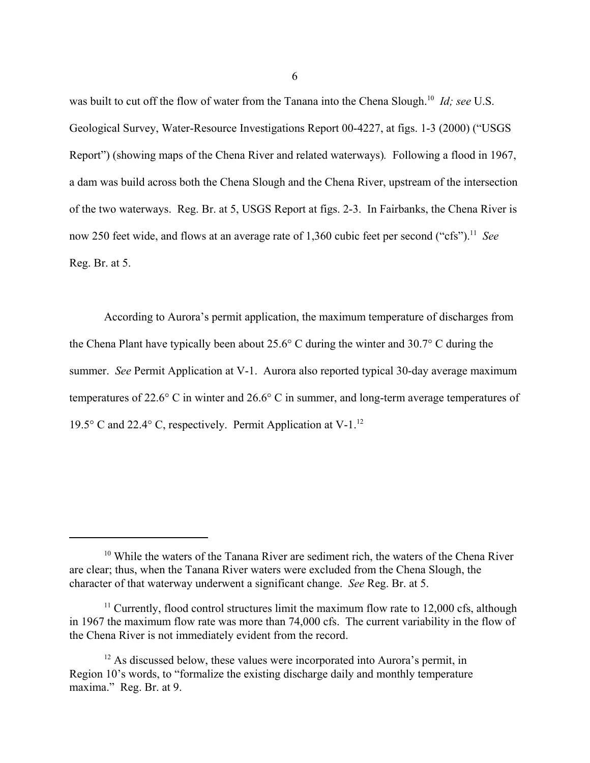was built to cut off the flow of water from the Tanana into the Chena Slough.[10] *Id; see* U.S. Geological Survey, Water-Resource Investigations Report 00-4227, at figs. 1-3 (2000) ("USGS Report") (showing maps of the Chena River and related waterways). Following a flood in 1967, a dam was build across both the Chena Slough and the Chena River, upstream of the intersection of the two waterways. Reg. Br. at 5, USGS Report at figs. 2-3. In Fairbanks, the Chena River is now 250 feet wide, and flows at an average rate of 1,360 cubic feet per second ("cfs").[11] *See* Reg. Br. at 5.

According to Aurora's permit application, the maximum temperature of discharges from the Chena Plant have typically been about 25.6° C during the winter and 30.7° C during the summer. *See* Permit Application at V-1. Aurora also reported typical 30-day average maximum temperatures of 22.6° C in winter and 26.6° C in summer, and long-term average temperatures of 19.5° C and 22.4° C, respectively. Permit Application at V-1.[12]

---

[10] While the waters of the Tanana River are sediment rich, the waters of the Chena River are clear; thus, when the Tanana River waters were excluded from the Chena Slough, the character of that waterway underwent a significant change. *See* Reg. Br. at 5.

[11] Currently, flood control structures limit the maximum flow rate to 12,000 cfs, although in 1967 the maximum flow rate was more than 74,000 cfs. The current variability in the flow of the Chena River is not immediately evident from the record.

[12] As discussed below, these values were incorporated into Aurora's permit, in Region 10's words, to "formalize the existing discharge daily and monthly temperature maxima." Reg. Br. at 9.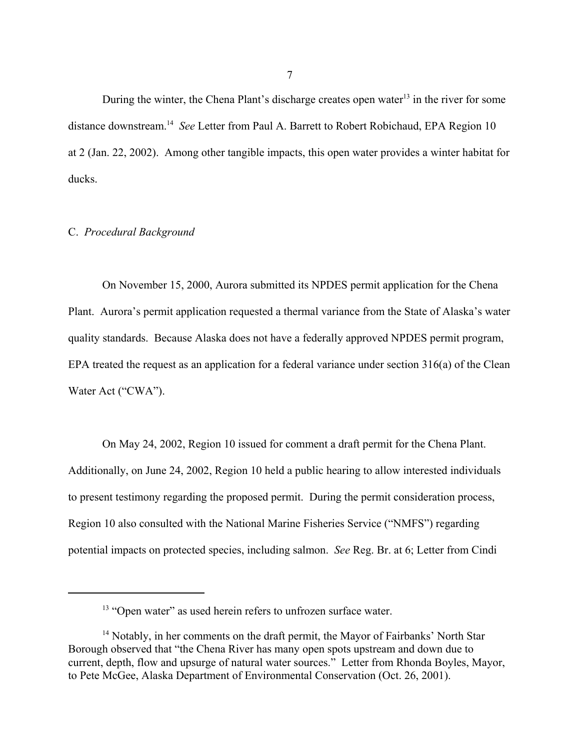During the winter, the Chena Plant's discharge creates open water[13] in the river for some distance downstream.[14] *See* Letter from Paul A. Barrett to Robert Robichaud, EPA Region 10 at 2 (Jan. 22, 2002). Among other tangible impacts, this open water provides a winter habitat for ducks.

C. *Procedural Background*

On November 15, 2000, Aurora submitted its NPDES permit application for the Chena Plant. Aurora's permit application requested a thermal variance from the State of Alaska's water quality standards. Because Alaska does not have a federally approved NPDES permit program, EPA treated the request as an application for a federal variance under section 316(a) of the Clean Water Act ("CWA").

On May 24, 2002, Region 10 issued for comment a draft permit for the Chena Plant. Additionally, on June 24, 2002, Region 10 held a public hearing to allow interested individuals to present testimony regarding the proposed permit. During the permit consideration process, Region 10 also consulted with the National Marine Fisheries Service ("NMFS") regarding potential impacts on protected species, including salmon. *See* Reg. Br. at 6; Letter from Cindi

---

[13] "Open water" as used herein refers to unfrozen surface water.

[14] Notably, in her comments on the draft permit, the Mayor of Fairbanks' North Star Borough observed that "the Chena River has many open spots upstream and down due to current, depth, flow and upsurge of natural water sources." Letter from Rhonda Boyles, Mayor, to Pete McGee, Alaska Department of Environmental Conservation (Oct. 26, 2001).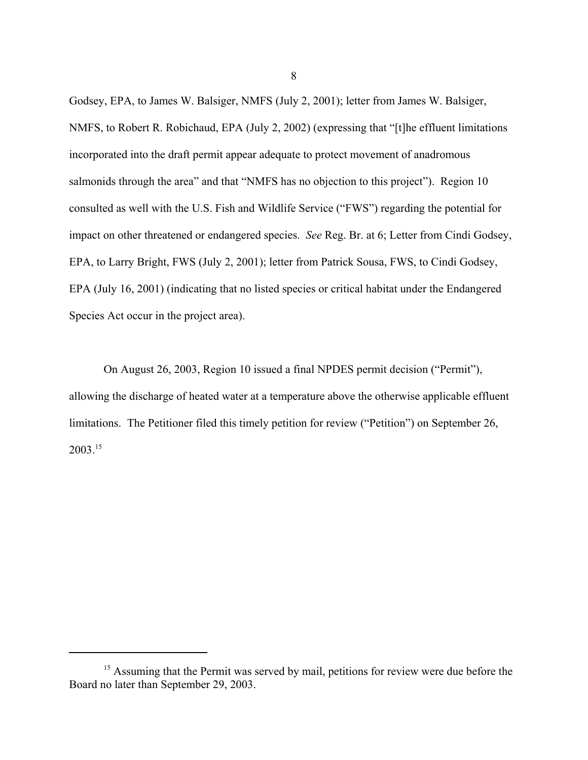Godsey, EPA, to James W. Balsiger, NMFS (July 2, 2001); letter from James W. Balsiger, NMFS, to Robert R. Robichaud, EPA (July 2, 2002) (expressing that "[t]he effluent limitations incorporated into the draft permit appear adequate to protect movement of anadromous salmonids through the area" and that "NMFS has no objection to this project"). Region 10 consulted as well with the U.S. Fish and Wildlife Service ("FWS") regarding the potential for impact on other threatened or endangered species. *See* Reg. Br. at 6; Letter from Cindi Godsey, EPA, to Larry Bright, FWS (July 2, 2001); letter from Patrick Sousa, FWS, to Cindi Godsey, EPA (July 16, 2001) (indicating that no listed species or critical habitat under the Endangered Species Act occur in the project area).

On August 26, 2003, Region 10 issued a final NPDES permit decision ("Permit"), allowing the discharge of heated water at a temperature above the otherwise applicable effluent limitations. The Petitioner filed this timely petition for review ("Petition") on September 26, 2003.[15]

---

[15] Assuming that the Permit was served by mail, petitions for review were due before the Board no later than September 29, 2003.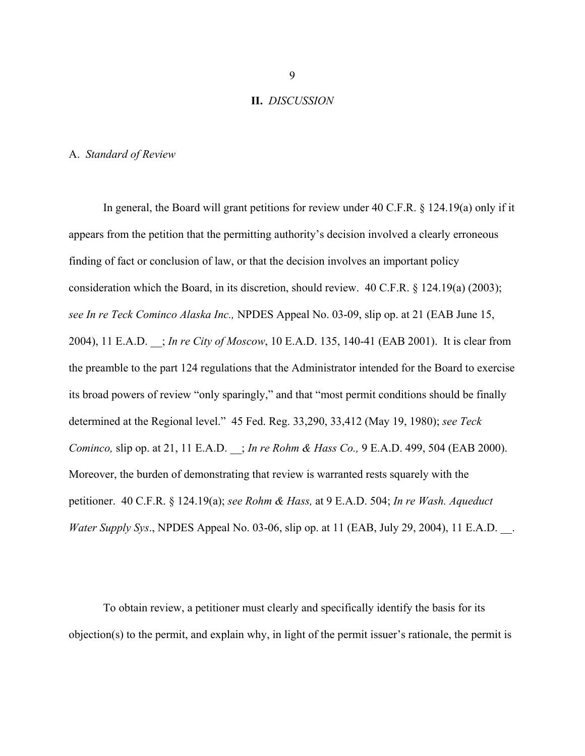## II. *DISCUSSION*

### A. *Standard of Review*

In general, the Board will grant petitions for review under 40 C.F.R. § 124.19(a) only if it appears from the petition that the permitting authority's decision involved a clearly erroneous finding of fact or conclusion of law, or that the decision involves an important policy consideration which the Board, in its discretion, should review. 40 C.F.R. § 124.19(a) (2003); *see In re Teck Cominco Alaska Inc.,* NPDES Appeal No. 03-09, slip op. at 21 (EAB June 15, 2004), 11 E.A.D. __; *In re City of Moscow*, 10 E.A.D. 135, 140-41 (EAB 2001). It is clear from the preamble to the part 124 regulations that the Administrator intended for the Board to exercise its broad powers of review "only sparingly," and that "most permit conditions should be finally determined at the Regional level." 45 Fed. Reg. 33,290, 33,412 (May 19, 1980); *see Teck Cominco,* slip op. at 21, 11 E.A.D. __; *In re Rohm & Hass Co.,* 9 E.A.D. 499, 504 (EAB 2000). Moreover, the burden of demonstrating that review is warranted rests squarely with the petitioner. 40 C.F.R. § 124.19(a); *see Rohm & Hass,* at 9 E.A.D. 504; *In re Wash. Aqueduct Water Supply Sys*., NPDES Appeal No. 03-06, slip op. at 11 (EAB, July 29, 2004), 11 E.A.D. __.

To obtain review, a petitioner must clearly and specifically identify the basis for its objection(s) to the permit, and explain why, in light of the permit issuer's rationale, the permit is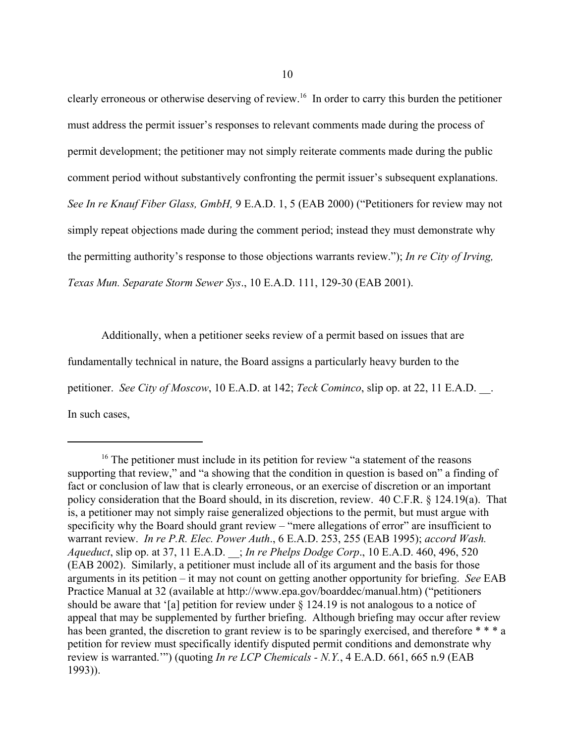clearly erroneous or otherwise deserving of review.[16] In order to carry this burden the petitioner must address the permit issuer's responses to relevant comments made during the process of permit development; the petitioner may not simply reiterate comments made during the public comment period without substantively confronting the permit issuer's subsequent explanations. *See In re Knauf Fiber Glass, GmbH,* 9 E.A.D. 1, 5 (EAB 2000) ("Petitioners for review may not simply repeat objections made during the comment period; instead they must demonstrate why the permitting authority's response to those objections warrants review."); *In re City of Irving, Texas Mun. Separate Storm Sewer Sys*., 10 E.A.D. 111, 129-30 (EAB 2001).

Additionally, when a petitioner seeks review of a permit based on issues that are fundamentally technical in nature, the Board assigns a particularly heavy burden to the petitioner. *See City of Moscow*, 10 E.A.D. at 142; *Teck Cominco*, slip op. at 22, 11 E.A.D. __. In such cases,

---

[16] The petitioner must include in its petition for review "a statement of the reasons supporting that review," and "a showing that the condition in question is based on" a finding of fact or conclusion of law that is clearly erroneous, or an exercise of discretion or an important policy consideration that the Board should, in its discretion, review. 40 C.F.R. § 124.19(a). That is, a petitioner may not simply raise generalized objections to the permit, but must argue with specificity why the Board should grant review – "mere allegations of error" are insufficient to warrant review. *In re P.R. Elec. Power Auth*., 6 E.A.D. 253, 255 (EAB 1995); *accord Wash. Aqueduct*, slip op. at 37, 11 E.A.D. __; *In re Phelps Dodge Corp*., 10 E.A.D. 460, 496, 520 (EAB 2002). Similarly, a petitioner must include all of its argument and the basis for those arguments in its petition – it may not count on getting another opportunity for briefing. *See* EAB Practice Manual at 32 (available at http://www.epa.gov/boarddec/manual.htm) ("petitioners should be aware that '[a] petition for review under § 124.19 is not analogous to a notice of appeal that may be supplemented by further briefing. Although briefing may occur after review has been granted, the discretion to grant review is to be sparingly exercised, and therefore * * * a petition for review must specifically identify disputed permit conditions and demonstrate why review is warranted.'") (quoting *In re LCP Chemicals - N.Y.*, 4 E.A.D. 661, 665 n.9 (EAB 1993)).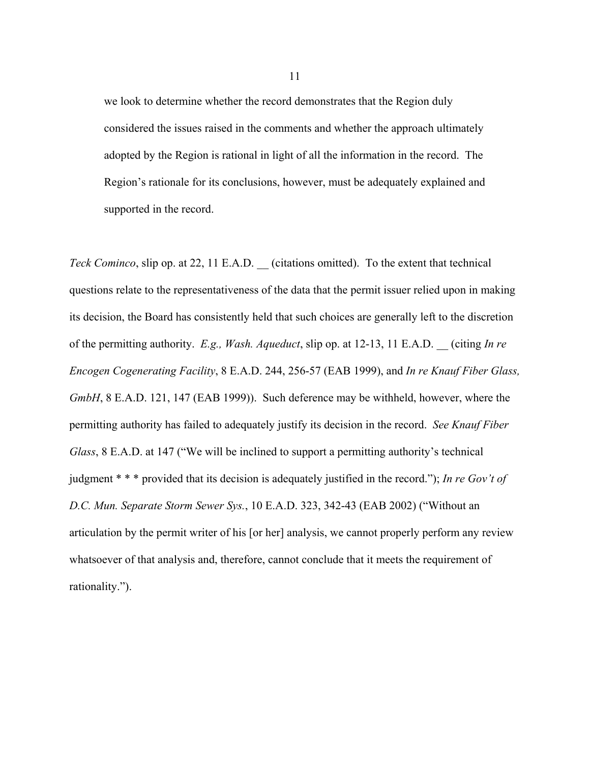> we look to determine whether the record demonstrates that the Region duly considered the issues raised in the comments and whether the approach ultimately adopted by the Region is rational in light of all the information in the record. The Region's rationale for its conclusions, however, must be adequately explained and supported in the record.

*Teck Cominco*, slip op. at 22, 11 E.A.D. __ (citations omitted). To the extent that technical questions relate to the representativeness of the data that the permit issuer relied upon in making its decision, the Board has consistently held that such choices are generally left to the discretion of the permitting authority. *E.g., Wash. Aqueduct*, slip op. at 12-13, 11 E.A.D. __ (citing *In re Encogen Cogenerating Facility*, 8 E.A.D. 244, 256-57 (EAB 1999), and *In re Knauf Fiber Glass, GmbH*, 8 E.A.D. 121, 147 (EAB 1999)). Such deference may be withheld, however, where the permitting authority has failed to adequately justify its decision in the record. *See Knauf Fiber Glass*, 8 E.A.D. at 147 ("We will be inclined to support a permitting authority's technical judgment * * * provided that its decision is adequately justified in the record."); *In re Gov't of D.C. Mun. Separate Storm Sewer Sys.*, 10 E.A.D. 323, 342-43 (EAB 2002) ("Without an articulation by the permit writer of his [or her] analysis, we cannot properly perform any review whatsoever of that analysis and, therefore, cannot conclude that it meets the requirement of rationality.").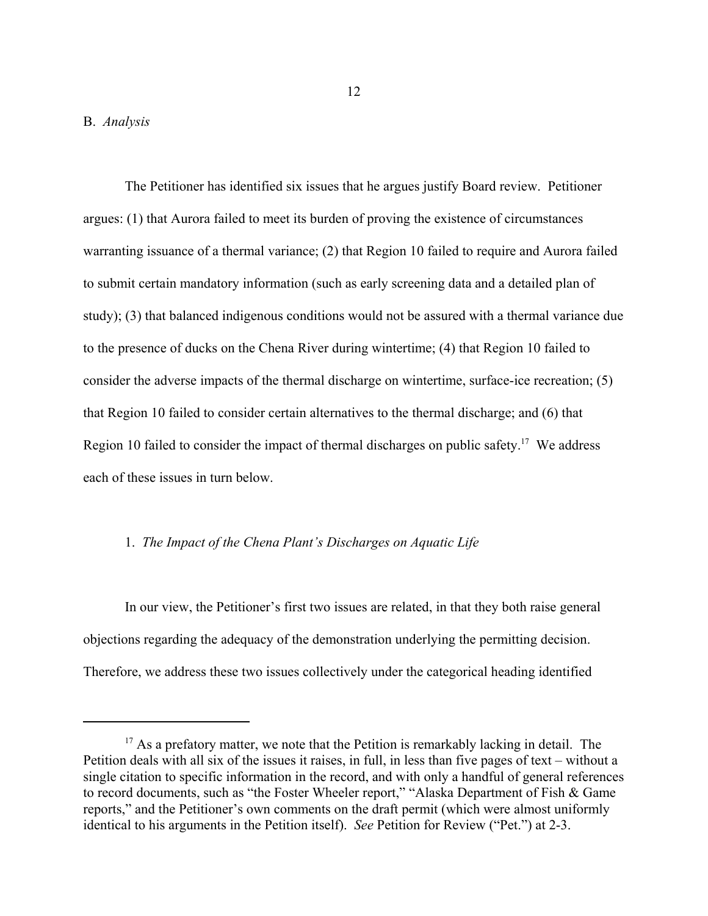B. *Analysis*

The Petitioner has identified six issues that he argues justify Board review. Petitioner argues: (1) that Aurora failed to meet its burden of proving the existence of circumstances warranting issuance of a thermal variance; (2) that Region 10 failed to require and Aurora failed to submit certain mandatory information (such as early screening data and a detailed plan of study); (3) that balanced indigenous conditions would not be assured with a thermal variance due to the presence of ducks on the Chena River during wintertime; (4) that Region 10 failed to consider the adverse impacts of the thermal discharge on wintertime, surface-ice recreation; (5) that Region 10 failed to consider certain alternatives to the thermal discharge; and (6) that Region 10 failed to consider the impact of thermal discharges on public safety.[17] We address each of these issues in turn below.

1. *The Impact of the Chena Plant's Discharges on Aquatic Life*

In our view, the Petitioner's first two issues are related, in that they both raise general objections regarding the adequacy of the demonstration underlying the permitting decision. Therefore, we address these two issues collectively under the categorical heading identified

---

[17] As a prefatory matter, we note that the Petition is remarkably lacking in detail. The Petition deals with all six of the issues it raises, in full, in less than five pages of text – without a single citation to specific information in the record, and with only a handful of general references to record documents, such as "the Foster Wheeler report," "Alaska Department of Fish & Game reports," and the Petitioner's own comments on the draft permit (which were almost uniformly identical to his arguments in the Petition itself). *See* Petition for Review ("Pet.") at 2-3.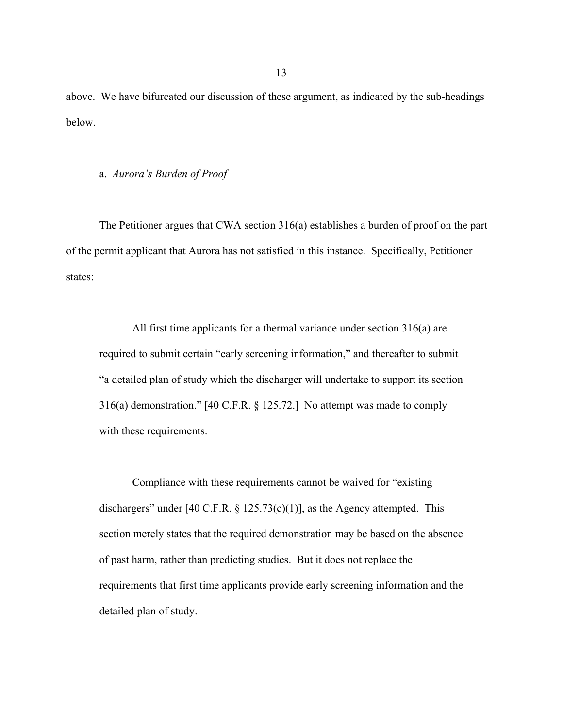above. We have bifurcated our discussion of these argument, as indicated by the sub-headings below.

a. *Aurora's Burden of Proof*

The Petitioner argues that CWA section 316(a) establishes a burden of proof on the part of the permit applicant that Aurora has not satisfied in this instance. Specifically, Petitioner states:

> <u>All</u> first time applicants for a thermal variance under section 316(a) are <u>required</u> to submit certain "early screening information," and thereafter to submit "a detailed plan of study which the discharger will undertake to support its section 316(a) demonstration." [40 C.F.R. § 125.72.] No attempt was made to comply with these requirements.
>
> Compliance with these requirements cannot be waived for "existing dischargers" under [40 C.F.R. § 125.73(c)(1)], as the Agency attempted. This section merely states that the required demonstration may be based on the absence of past harm, rather than predicting studies. But it does not replace the requirements that first time applicants provide early screening information and the detailed plan of study.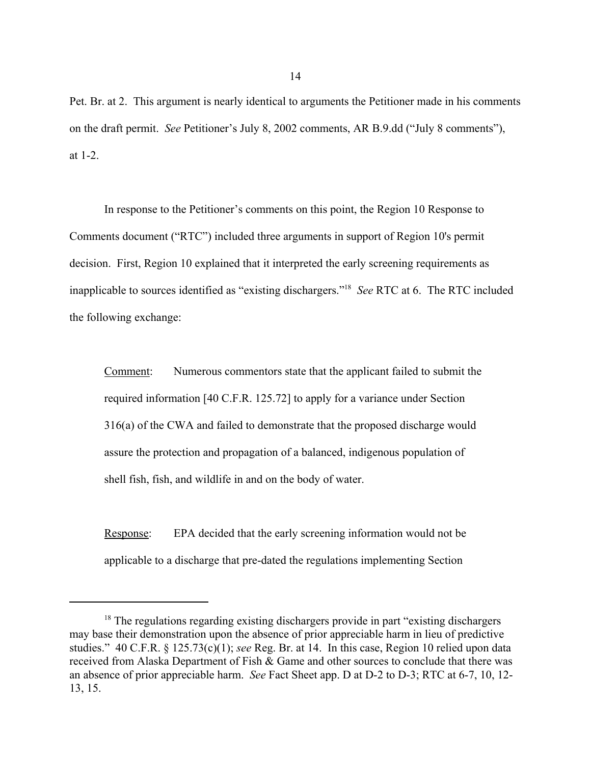Pet. Br. at 2. This argument is nearly identical to arguments the Petitioner made in his comments on the draft permit. *See* Petitioner's July 8, 2002 comments, AR B.9.dd ("July 8 comments"), at 1-2.

In response to the Petitioner's comments on this point, the Region 10 Response to Comments document ("RTC") included three arguments in support of Region 10's permit decision. First, Region 10 explained that it interpreted the early screening requirements as inapplicable to sources identified as "existing dischargers."[18] *See* RTC at 6. The RTC included the following exchange:

> Comment: Numerous commentors state that the applicant failed to submit the required information [40 C.F.R. 125.72] to apply for a variance under Section 316(a) of the CWA and failed to demonstrate that the proposed discharge would assure the protection and propagation of a balanced, indigenous population of shell fish, fish, and wildlife in and on the body of water.
>
> Response: EPA decided that the early screening information would not be applicable to a discharge that pre-dated the regulations implementing Section

---

[18] The regulations regarding existing dischargers provide in part "existing dischargers may base their demonstration upon the absence of prior appreciable harm in lieu of predictive studies." 40 C.F.R. § 125.73(c)(1); *see* Reg. Br. at 14. In this case, Region 10 relied upon data received from Alaska Department of Fish & Game and other sources to conclude that there was an absence of prior appreciable harm. *See* Fact Sheet app. D at D-2 to D-3; RTC at 6-7, 10, 12-13, 15.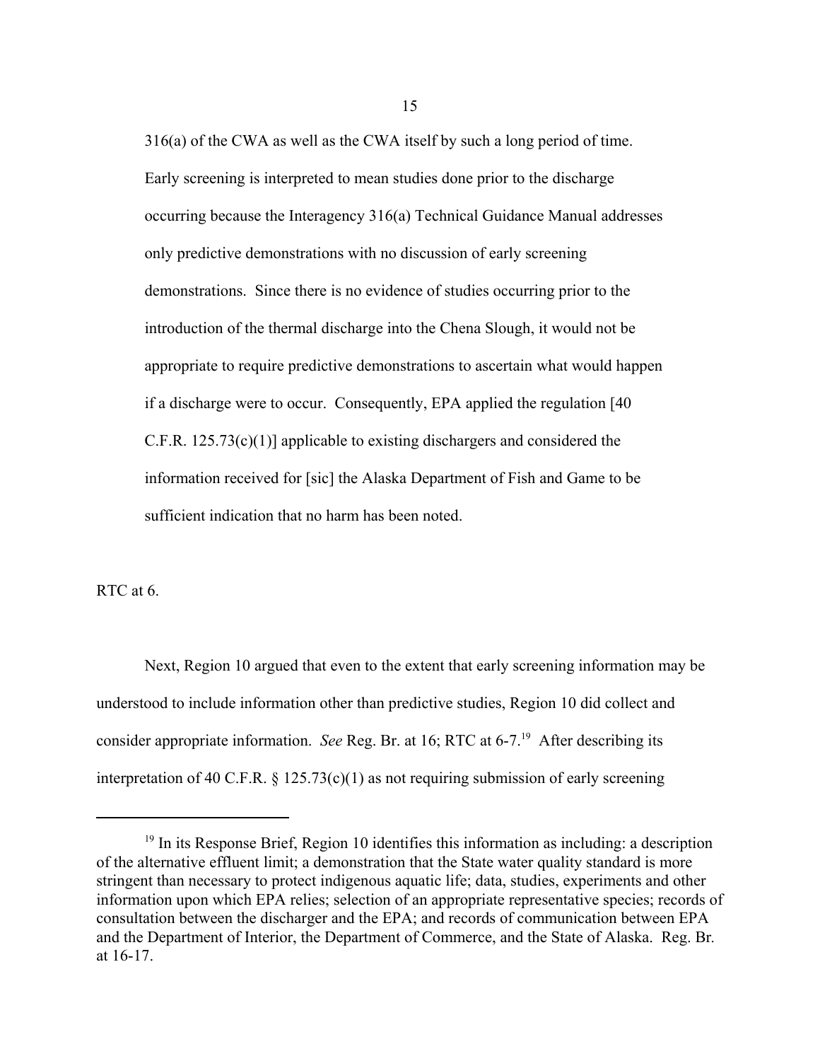> 316(a) of the CWA as well as the CWA itself by such a long period of time. Early screening is interpreted to mean studies done prior to the discharge occurring because the Interagency 316(a) Technical Guidance Manual addresses only predictive demonstrations with no discussion of early screening demonstrations. Since there is no evidence of studies occurring prior to the introduction of the thermal discharge into the Chena Slough, it would not be appropriate to require predictive demonstrations to ascertain what would happen if a discharge were to occur. Consequently, EPA applied the regulation [40 C.F.R. 125.73(c)(1)] applicable to existing dischargers and considered the information received for [sic] the Alaska Department of Fish and Game to be sufficient indication that no harm has been noted.

RTC at 6.

Next, Region 10 argued that even to the extent that early screening information may be understood to include information other than predictive studies, Region 10 did collect and consider appropriate information. *See* Reg. Br. at 16; RTC at 6-7.[19] After describing its interpretation of 40 C.F.R. § 125.73(c)(1) as not requiring submission of early screening

---

[19] In its Response Brief, Region 10 identifies this information as including: a description of the alternative effluent limit; a demonstration that the State water quality standard is more stringent than necessary to protect indigenous aquatic life; data, studies, experiments and other information upon which EPA relies; selection of an appropriate representative species; records of consultation between the discharger and the EPA; and records of communication between EPA and the Department of Interior, the Department of Commerce, and the State of Alaska. Reg. Br. at 16-17.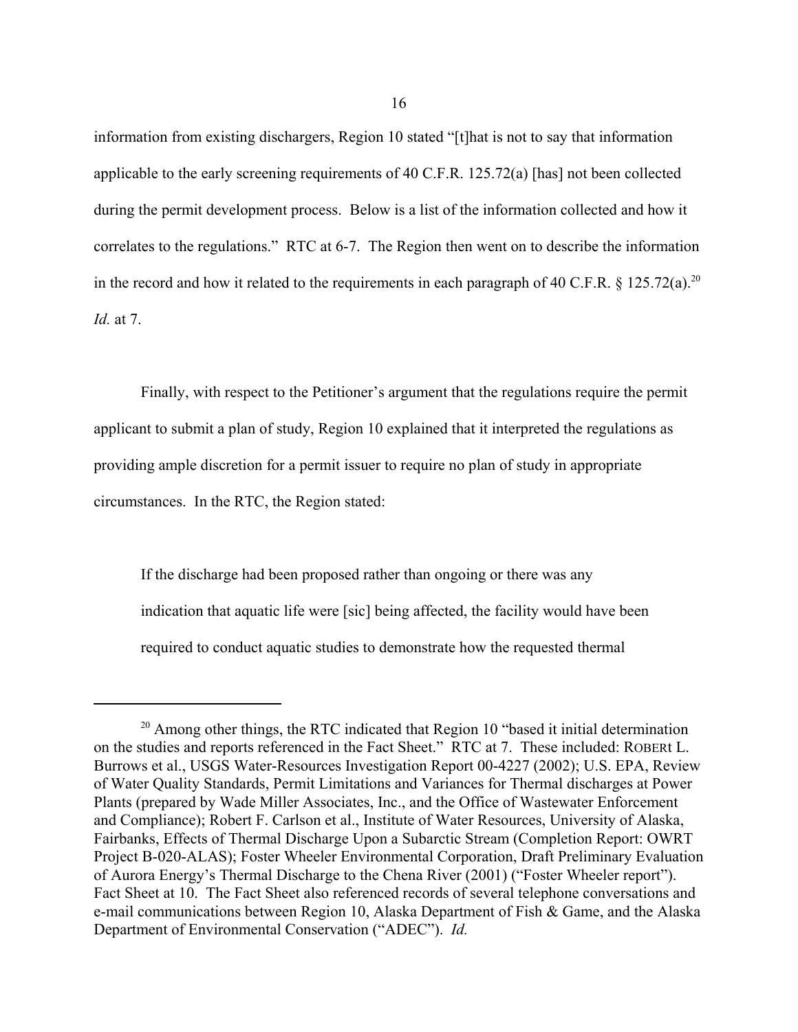information from existing dischargers, Region 10 stated "[t]hat is not to say that information applicable to the early screening requirements of 40 C.F.R. 125.72(a) [has] not been collected during the permit development process. Below is a list of the information collected and how it correlates to the regulations." RTC at 6-7. The Region then went on to describe the information in the record and how it related to the requirements in each paragraph of 40 C.F.R. § 125.72(a).[20] *Id.* at 7.

Finally, with respect to the Petitioner's argument that the regulations require the permit applicant to submit a plan of study, Region 10 explained that it interpreted the regulations as providing ample discretion for a permit issuer to require no plan of study in appropriate circumstances. In the RTC, the Region stated:

> If the discharge had been proposed rather than ongoing or there was any indication that aquatic life were [sic] being affected, the facility would have been required to conduct aquatic studies to demonstrate how the requested thermal

[20] Among other things, the RTC indicated that Region 10 "based it initial determination on the studies and reports referenced in the Fact Sheet." RTC at 7. These included: ROBERt L. Burrows et al., USGS Water-Resources Investigation Report 00-4227 (2002); U.S. EPA, Review of Water Quality Standards, Permit Limitations and Variances for Thermal discharges at Power Plants (prepared by Wade Miller Associates, Inc., and the Office of Wastewater Enforcement and Compliance); Robert F. Carlson et al., Institute of Water Resources, University of Alaska, Fairbanks, Effects of Thermal Discharge Upon a Subarctic Stream (Completion Report: OWRT Project B-020-ALAS); Foster Wheeler Environmental Corporation, Draft Preliminary Evaluation of Aurora Energy's Thermal Discharge to the Chena River (2001) ("Foster Wheeler report"). Fact Sheet at 10. The Fact Sheet also referenced records of several telephone conversations and e-mail communications between Region 10, Alaska Department of Fish & Game, and the Alaska Department of Environmental Conservation ("ADEC"). *Id.*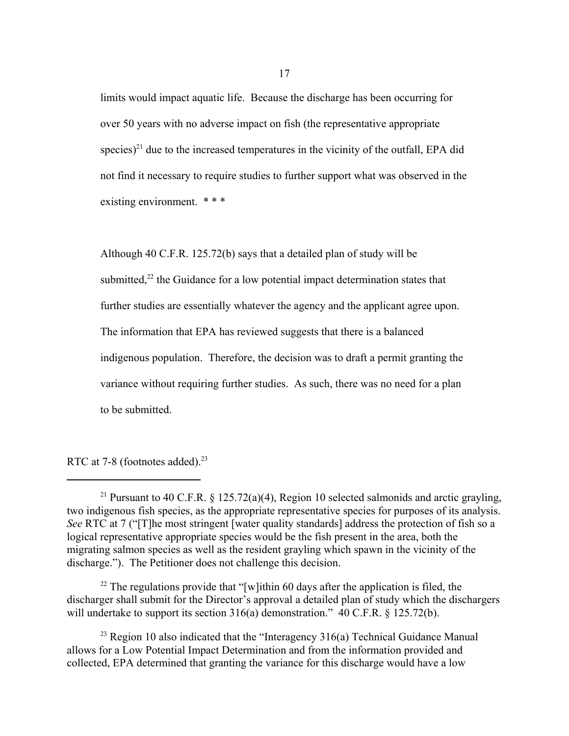> limits would impact aquatic life. Because the discharge has been occurring for over 50 years with no adverse impact on fish (the representative appropriate species)[21] due to the increased temperatures in the vicinity of the outfall, EPA did not find it necessary to require studies to further support what was observed in the existing environment. * * *
>
> Although 40 C.F.R. 125.72(b) says that a detailed plan of study will be submitted,[22] the Guidance for a low potential impact determination states that further studies are essentially whatever the agency and the applicant agree upon. The information that EPA has reviewed suggests that there is a balanced indigenous population. Therefore, the decision was to draft a permit granting the variance without requiring further studies. As such, there was no need for a plan to be submitted.

RTC at 7-8 (footnotes added).[23]

---

[21] Pursuant to 40 C.F.R. § 125.72(a)(4), Region 10 selected salmonids and arctic grayling, two indigenous fish species, as the appropriate representative species for purposes of its analysis. *See* RTC at 7 ("[T]he most stringent [water quality standards] address the protection of fish so a logical representative appropriate species would be the fish present in the area, both the migrating salmon species as well as the resident grayling which spawn in the vicinity of the discharge."). The Petitioner does not challenge this decision.

[22] The regulations provide that "[w]ithin 60 days after the application is filed, the discharger shall submit for the Director's approval a detailed plan of study which the dischargers will undertake to support its section 316(a) demonstration." 40 C.F.R. § 125.72(b).

[23] Region 10 also indicated that the "Interagency 316(a) Technical Guidance Manual allows for a Low Potential Impact Determination and from the information provided and collected, EPA determined that granting the variance for this discharge would have a low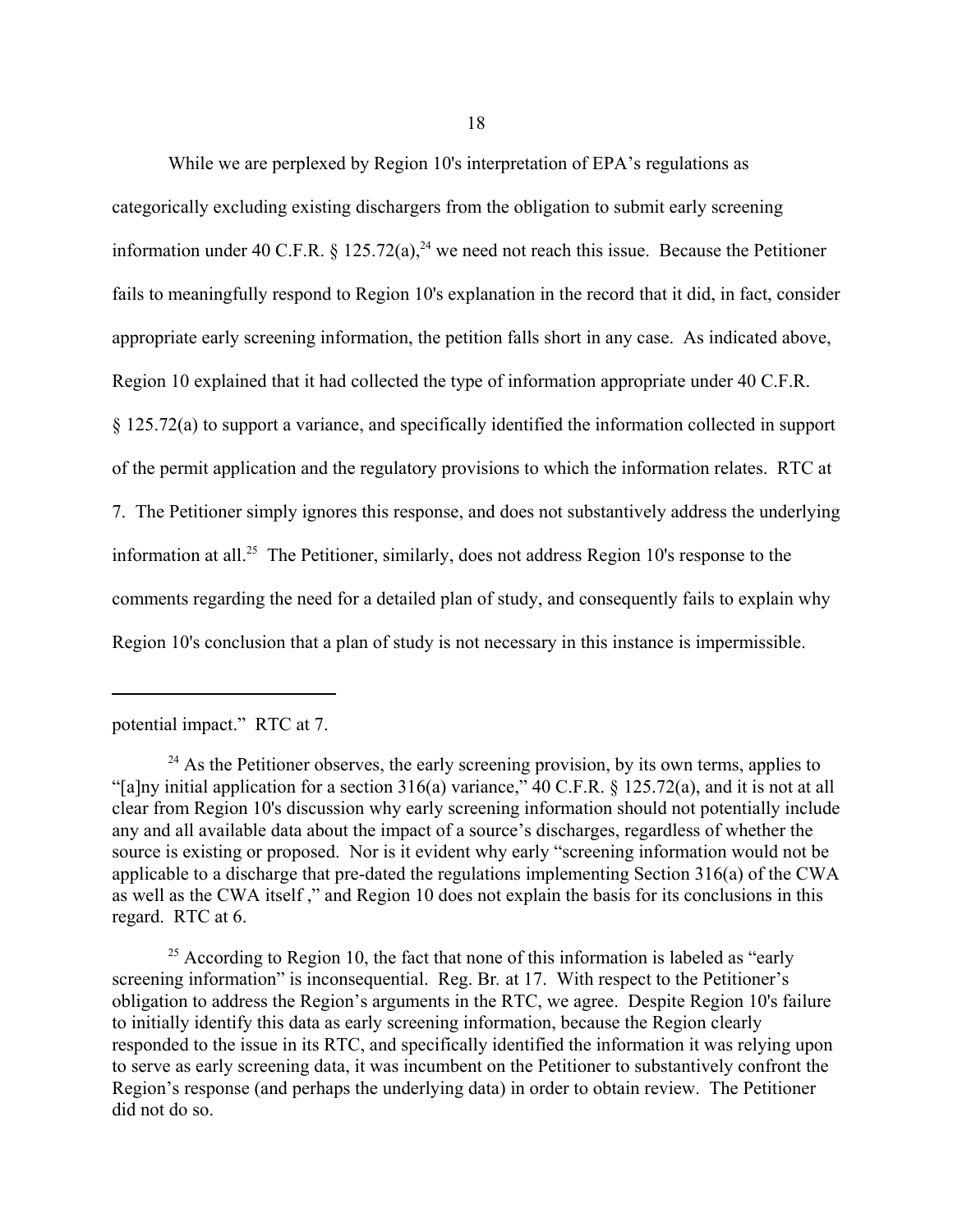While we are perplexed by Region 10's interpretation of EPA's regulations as categorically excluding existing dischargers from the obligation to submit early screening information under 40 C.F.R. § 125.72(a),[24] we need not reach this issue. Because the Petitioner fails to meaningfully respond to Region 10's explanation in the record that it did, in fact, consider appropriate early screening information, the petition falls short in any case. As indicated above, Region 10 explained that it had collected the type of information appropriate under 40 C.F.R. § 125.72(a) to support a variance, and specifically identified the information collected in support of the permit application and the regulatory provisions to which the information relates. RTC at 7. The Petitioner simply ignores this response, and does not substantively address the underlying information at all.[25] The Petitioner, similarly, does not address Region 10's response to the comments regarding the need for a detailed plan of study, and consequently fails to explain why Region 10's conclusion that a plan of study is not necessary in this instance is impermissible.

---

potential impact." RTC at 7.

[24] As the Petitioner observes, the early screening provision, by its own terms, applies to "[a]ny initial application for a section 316(a) variance," 40 C.F.R. § 125.72(a), and it is not at all clear from Region 10's discussion why early screening information should not potentially include any and all available data about the impact of a source's discharges, regardless of whether the source is existing or proposed. Nor is it evident why early "screening information would not be applicable to a discharge that pre-dated the regulations implementing Section 316(a) of the CWA as well as the CWA itself ," and Region 10 does not explain the basis for its conclusions in this regard. RTC at 6.

[25] According to Region 10, the fact that none of this information is labeled as "early screening information" is inconsequential. Reg. Br. at 17. With respect to the Petitioner's obligation to address the Region's arguments in the RTC, we agree. Despite Region 10's failure to initially identify this data as early screening information, because the Region clearly responded to the issue in its RTC, and specifically identified the information it was relying upon to serve as early screening data, it was incumbent on the Petitioner to substantively confront the Region's response (and perhaps the underlying data) in order to obtain review. The Petitioner did not do so.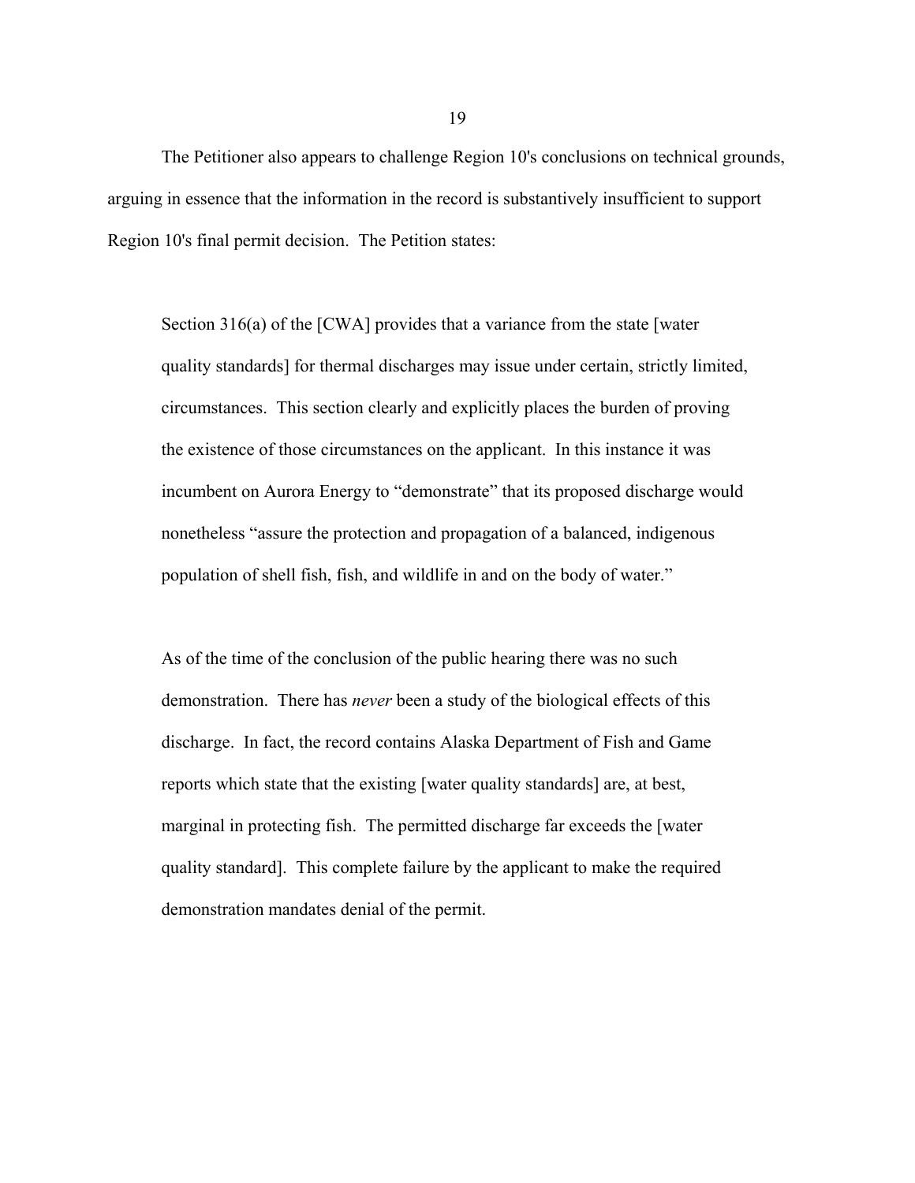The Petitioner also appears to challenge Region 10's conclusions on technical grounds, arguing in essence that the information in the record is substantively insufficient to support Region 10's final permit decision. The Petition states:

> Section 316(a) of the [CWA] provides that a variance from the state [water quality standards] for thermal discharges may issue under certain, strictly limited, circumstances. This section clearly and explicitly places the burden of proving the existence of those circumstances on the applicant. In this instance it was incumbent on Aurora Energy to "demonstrate" that its proposed discharge would nonetheless "assure the protection and propagation of a balanced, indigenous population of shell fish, fish, and wildlife in and on the body of water."
>
> As of the time of the conclusion of the public hearing there was no such demonstration. There has *never* been a study of the biological effects of this discharge. In fact, the record contains Alaska Department of Fish and Game reports which state that the existing [water quality standards] are, at best, marginal in protecting fish. The permitted discharge far exceeds the [water quality standard]. This complete failure by the applicant to make the required demonstration mandates denial of the permit.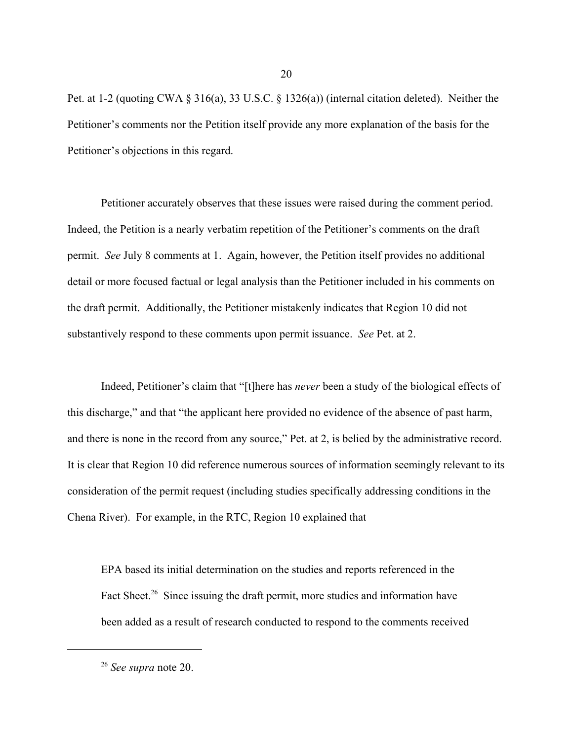Pet. at 1-2 (quoting CWA § 316(a), 33 U.S.C. § 1326(a)) (internal citation deleted). Neither the Petitioner's comments nor the Petition itself provide any more explanation of the basis for the Petitioner's objections in this regard.

Petitioner accurately observes that these issues were raised during the comment period. Indeed, the Petition is a nearly verbatim repetition of the Petitioner's comments on the draft permit. *See* July 8 comments at 1. Again, however, the Petition itself provides no additional detail or more focused factual or legal analysis than the Petitioner included in his comments on the draft permit. Additionally, the Petitioner mistakenly indicates that Region 10 did not substantively respond to these comments upon permit issuance. *See* Pet. at 2.

Indeed, Petitioner's claim that "[t]here has *never* been a study of the biological effects of this discharge," and that "the applicant here provided no evidence of the absence of past harm, and there is none in the record from any source," Pet. at 2, is belied by the administrative record. It is clear that Region 10 did reference numerous sources of information seemingly relevant to its consideration of the permit request (including studies specifically addressing conditions in the Chena River). For example, in the RTC, Region 10 explained that

> EPA based its initial determination on the studies and reports referenced in the Fact Sheet.[26] Since issuing the draft permit, more studies and information have been added as a result of research conducted to respond to the comments received

---

[26] *See supra* note 20.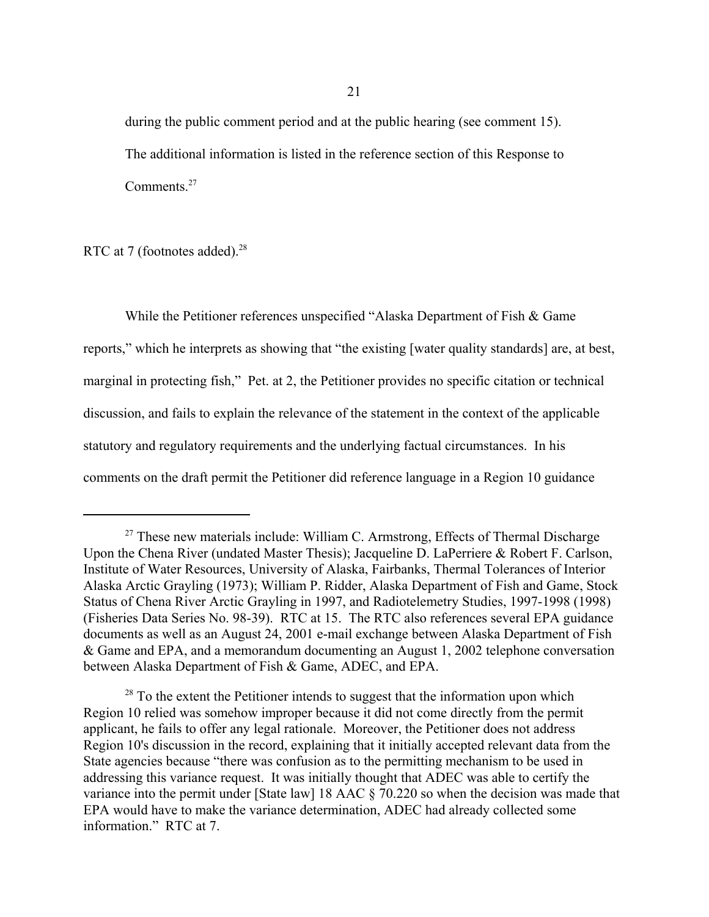> during the public comment period and at the public hearing (see comment 15). The additional information is listed in the reference section of this Response to Comments.[27]

RTC at 7 (footnotes added).[28]

While the Petitioner references unspecified "Alaska Department of Fish & Game reports," which he interprets as showing that "the existing [water quality standards] are, at best, marginal in protecting fish," Pet. at 2, the Petitioner provides no specific citation or technical discussion, and fails to explain the relevance of the statement in the context of the applicable statutory and regulatory requirements and the underlying factual circumstances. In his comments on the draft permit the Petitioner did reference language in a Region 10 guidance

---

[27] These new materials include: William C. Armstrong, Effects of Thermal Discharge Upon the Chena River (undated Master Thesis); Jacqueline D. LaPerriere & Robert F. Carlson, Institute of Water Resources, University of Alaska, Fairbanks, Thermal Tolerances of Interior Alaska Arctic Grayling (1973); William P. Ridder, Alaska Department of Fish and Game, Stock Status of Chena River Arctic Grayling in 1997, and Radiotelemetry Studies, 1997-1998 (1998) (Fisheries Data Series No. 98-39). RTC at 15. The RTC also references several EPA guidance documents as well as an August 24, 2001 e-mail exchange between Alaska Department of Fish & Game and EPA, and a memorandum documenting an August 1, 2002 telephone conversation between Alaska Department of Fish & Game, ADEC, and EPA.

[28] To the extent the Petitioner intends to suggest that the information upon which Region 10 relied was somehow improper because it did not come directly from the permit applicant, he fails to offer any legal rationale. Moreover, the Petitioner does not address Region 10's discussion in the record, explaining that it initially accepted relevant data from the State agencies because "there was confusion as to the permitting mechanism to be used in addressing this variance request. It was initially thought that ADEC was able to certify the variance into the permit under [State law] 18 AAC § 70.220 so when the decision was made that EPA would have to make the variance determination, ADEC had already collected some information." RTC at 7.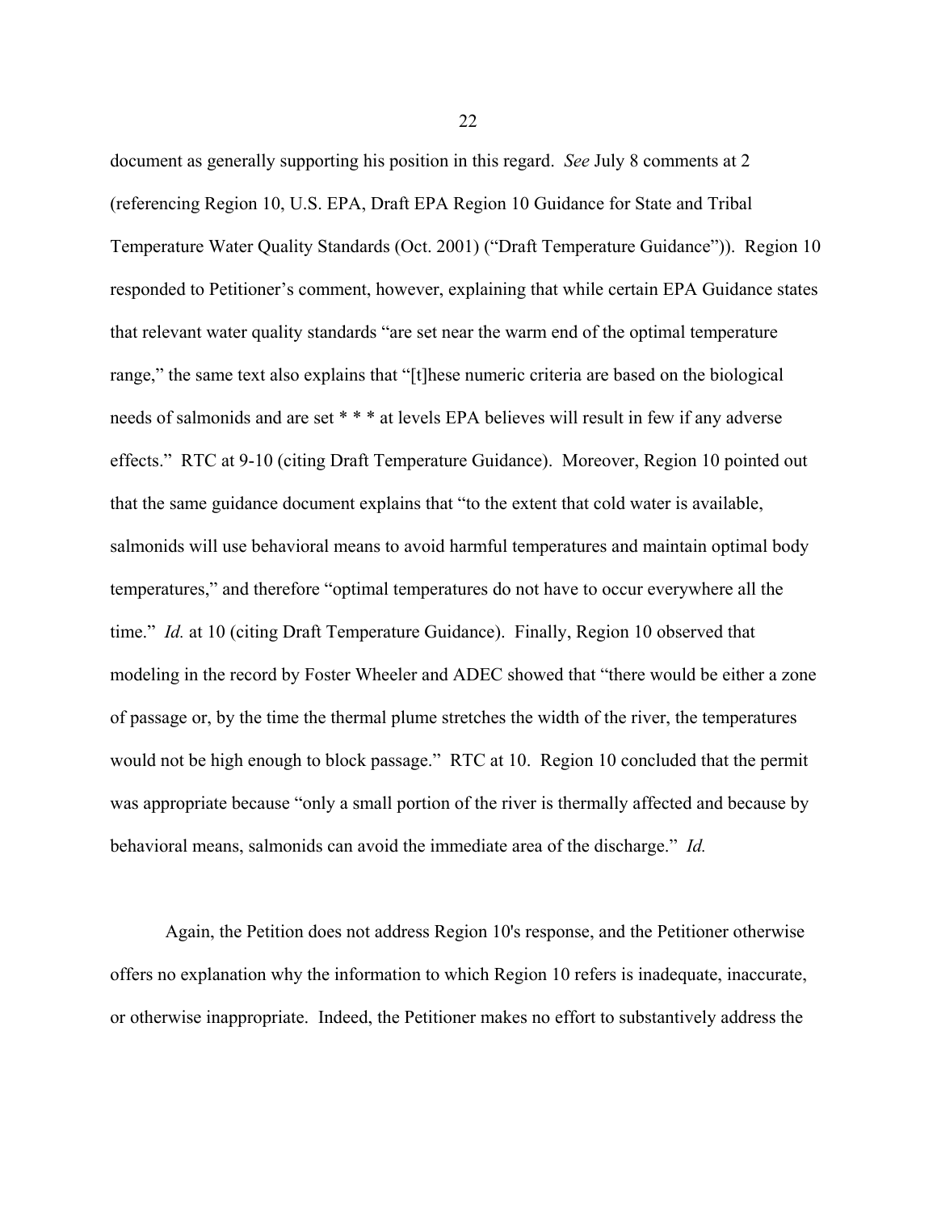document as generally supporting his position in this regard. *See* July 8 comments at 2 (referencing Region 10, U.S. EPA, Draft EPA Region 10 Guidance for State and Tribal Temperature Water Quality Standards (Oct. 2001) ("Draft Temperature Guidance")). Region 10 responded to Petitioner's comment, however, explaining that while certain EPA Guidance states that relevant water quality standards "are set near the warm end of the optimal temperature range," the same text also explains that "[t]hese numeric criteria are based on the biological needs of salmonids and are set * * * at levels EPA believes will result in few if any adverse effects." RTC at 9-10 (citing Draft Temperature Guidance). Moreover, Region 10 pointed out that the same guidance document explains that "to the extent that cold water is available, salmonids will use behavioral means to avoid harmful temperatures and maintain optimal body temperatures," and therefore "optimal temperatures do not have to occur everywhere all the time." *Id.* at 10 (citing Draft Temperature Guidance). Finally, Region 10 observed that modeling in the record by Foster Wheeler and ADEC showed that "there would be either a zone of passage or, by the time the thermal plume stretches the width of the river, the temperatures would not be high enough to block passage." RTC at 10. Region 10 concluded that the permit was appropriate because "only a small portion of the river is thermally affected and because by behavioral means, salmonids can avoid the immediate area of the discharge." *Id.*

Again, the Petition does not address Region 10's response, and the Petitioner otherwise offers no explanation why the information to which Region 10 refers is inadequate, inaccurate, or otherwise inappropriate. Indeed, the Petitioner makes no effort to substantively address the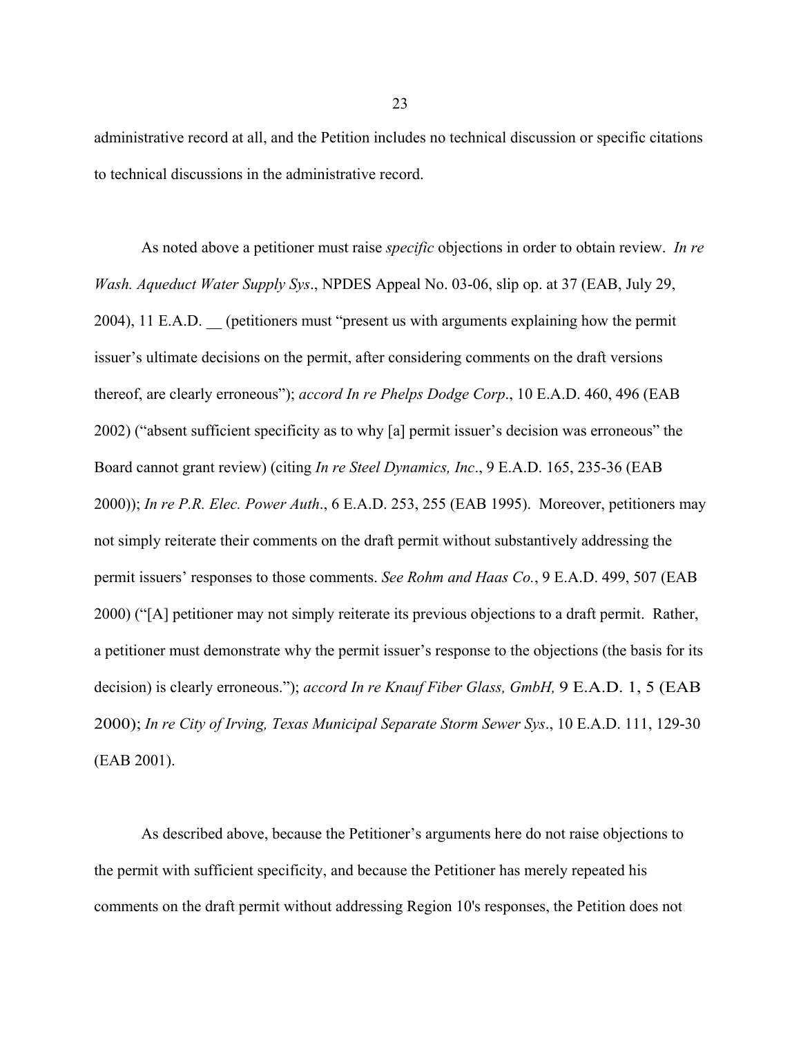administrative record at all, and the Petition includes no technical discussion or specific citations to technical discussions in the administrative record.

As noted above a petitioner must raise *specific* objections in order to obtain review. *In re Wash. Aqueduct Water Supply Sys*., NPDES Appeal No. 03-06, slip op. at 37 (EAB, July 29, 2004), 11 E.A.D. __ (petitioners must "present us with arguments explaining how the permit issuer's ultimate decisions on the permit, after considering comments on the draft versions thereof, are clearly erroneous"); *accord In re Phelps Dodge Corp*., 10 E.A.D. 460, 496 (EAB 2002) ("absent sufficient specificity as to why [a] permit issuer's decision was erroneous" the Board cannot grant review) (citing *In re Steel Dynamics, Inc*., 9 E.A.D. 165, 235-36 (EAB 2000)); *In re P.R. Elec. Power Auth*., 6 E.A.D. 253, 255 (EAB 1995). Moreover, petitioners may not simply reiterate their comments on the draft permit without substantively addressing the permit issuers' responses to those comments. *See Rohm and Haas Co.*, 9 E.A.D. 499, 507 (EAB 2000) ("[A] petitioner may not simply reiterate its previous objections to a draft permit. Rather, a petitioner must demonstrate why the permit issuer's response to the objections (the basis for its decision) is clearly erroneous."); *accord In re Knauf Fiber Glass, GmbH,* 9 E.A.D. 1, 5 (EAB 2000); *In re City of Irving, Texas Municipal Separate Storm Sewer Sys*., 10 E.A.D. 111, 129-30 (EAB 2001).

As described above, because the Petitioner's arguments here do not raise objections to the permit with sufficient specificity, and because the Petitioner has merely repeated his comments on the draft permit without addressing Region 10's responses, the Petition does not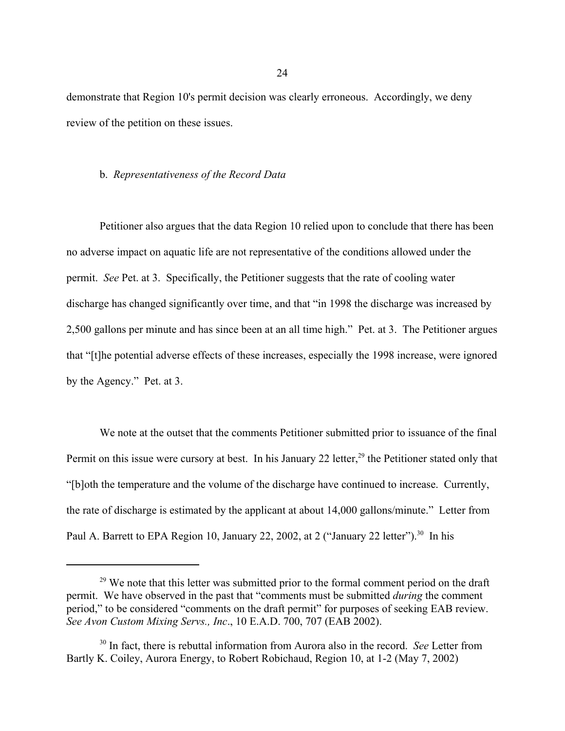demonstrate that Region 10's permit decision was clearly erroneous. Accordingly, we deny review of the petition on these issues.

b. *Representativeness of the Record Data*

Petitioner also argues that the data Region 10 relied upon to conclude that there has been no adverse impact on aquatic life are not representative of the conditions allowed under the permit. *See* Pet. at 3. Specifically, the Petitioner suggests that the rate of cooling water discharge has changed significantly over time, and that "in 1998 the discharge was increased by 2,500 gallons per minute and has since been at an all time high." Pet. at 3. The Petitioner argues that "[t]he potential adverse effects of these increases, especially the 1998 increase, were ignored by the Agency." Pet. at 3.

We note at the outset that the comments Petitioner submitted prior to issuance of the final Permit on this issue were cursory at best. In his January 22 letter,[29] the Petitioner stated only that "[b]oth the temperature and the volume of the discharge have continued to increase. Currently, the rate of discharge is estimated by the applicant at about 14,000 gallons/minute." Letter from Paul A. Barrett to EPA Region 10, January 22, 2002, at 2 ("January 22 letter").[30] In his

[29] We note that this letter was submitted prior to the formal comment period on the draft permit. We have observed in the past that "comments must be submitted *during* the comment period," to be considered "comments on the draft permit" for purposes of seeking EAB review. *See Avon Custom Mixing Servs., Inc*., 10 E.A.D. 700, 707 (EAB 2002).

[30] In fact, there is rebuttal information from Aurora also in the record. *See* Letter from Bartly K. Coiley, Aurora Energy, to Robert Robichaud, Region 10, at 1-2 (May 7, 2002)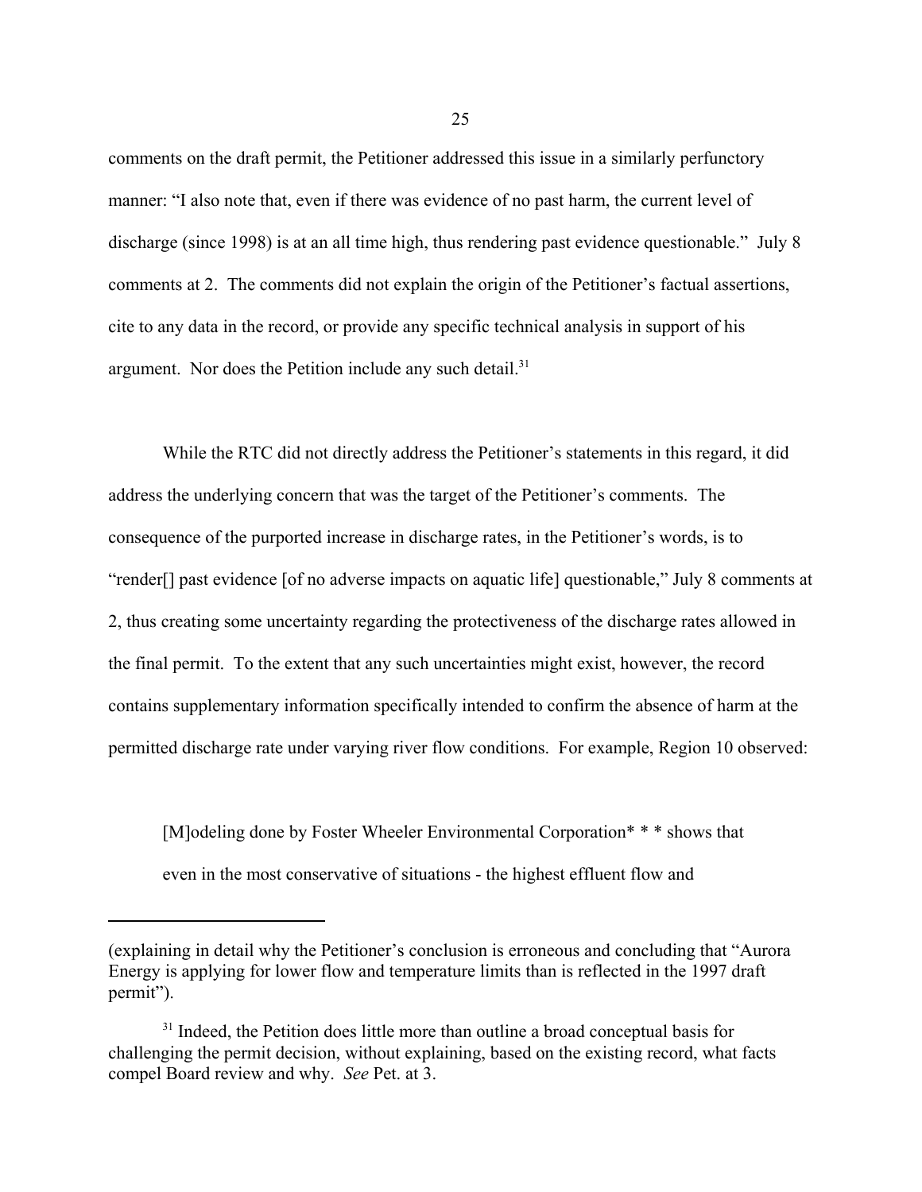comments on the draft permit, the Petitioner addressed this issue in a similarly perfunctory manner: "I also note that, even if there was evidence of no past harm, the current level of discharge (since 1998) is at an all time high, thus rendering past evidence questionable." July 8 comments at 2. The comments did not explain the origin of the Petitioner's factual assertions, cite to any data in the record, or provide any specific technical analysis in support of his argument. Nor does the Petition include any such detail.[31]

While the RTC did not directly address the Petitioner's statements in this regard, it did address the underlying concern that was the target of the Petitioner's comments. The consequence of the purported increase in discharge rates, in the Petitioner's words, is to "render[] past evidence [of no adverse impacts on aquatic life] questionable," July 8 comments at 2, thus creating some uncertainty regarding the protectiveness of the discharge rates allowed in the final permit. To the extent that any such uncertainties might exist, however, the record contains supplementary information specifically intended to confirm the absence of harm at the permitted discharge rate under varying river flow conditions. For example, Region 10 observed:

> [M]odeling done by Foster Wheeler Environmental Corporation* * * shows that even in the most conservative of situations - the highest effluent flow and

---

(explaining in detail why the Petitioner's conclusion is erroneous and concluding that "Aurora Energy is applying for lower flow and temperature limits than is reflected in the 1997 draft permit").

[31] Indeed, the Petition does little more than outline a broad conceptual basis for challenging the permit decision, without explaining, based on the existing record, what facts compel Board review and why. *See* Pet. at 3.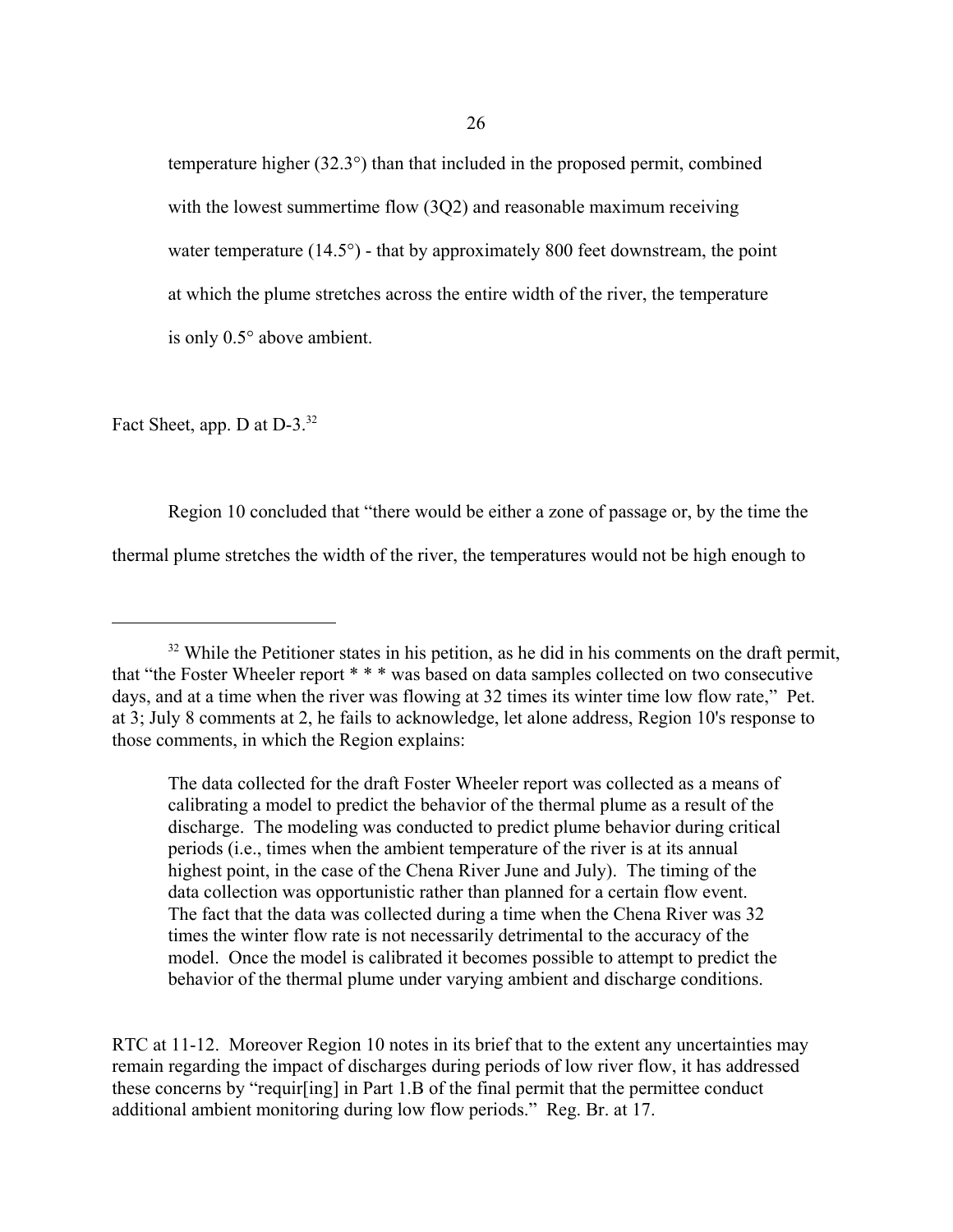> temperature higher (32.3°) than that included in the proposed permit, combined with the lowest summertime flow (3Q2) and reasonable maximum receiving water temperature (14.5°) - that by approximately 800 feet downstream, the point at which the plume stretches across the entire width of the river, the temperature is only 0.5° above ambient.

Fact Sheet, app. D at D-3.[32]

Region 10 concluded that "there would be either a zone of passage or, by the time the thermal plume stretches the width of the river, the temperatures would not be high enough to

---

[32] While the Petitioner states in his petition, as he did in his comments on the draft permit, that "the Foster Wheeler report * * * was based on data samples collected on two consecutive days, and at a time when the river was flowing at 32 times its winter time low flow rate," Pet. at 3; July 8 comments at 2, he fails to acknowledge, let alone address, Region 10's response to those comments, in which the Region explains:

> The data collected for the draft Foster Wheeler report was collected as a means of calibrating a model to predict the behavior of the thermal plume as a result of the discharge. The modeling was conducted to predict plume behavior during critical periods (i.e., times when the ambient temperature of the river is at its annual highest point, in the case of the Chena River June and July). The timing of the data collection was opportunistic rather than planned for a certain flow event. The fact that the data was collected during a time when the Chena River was 32 times the winter flow rate is not necessarily detrimental to the accuracy of the model. Once the model is calibrated it becomes possible to attempt to predict the behavior of the thermal plume under varying ambient and discharge conditions.

RTC at 11-12. Moreover Region 10 notes in its brief that to the extent any uncertainties may remain regarding the impact of discharges during periods of low river flow, it has addressed these concerns by "requir[ing] in Part 1.B of the final permit that the permittee conduct additional ambient monitoring during low flow periods." Reg. Br. at 17.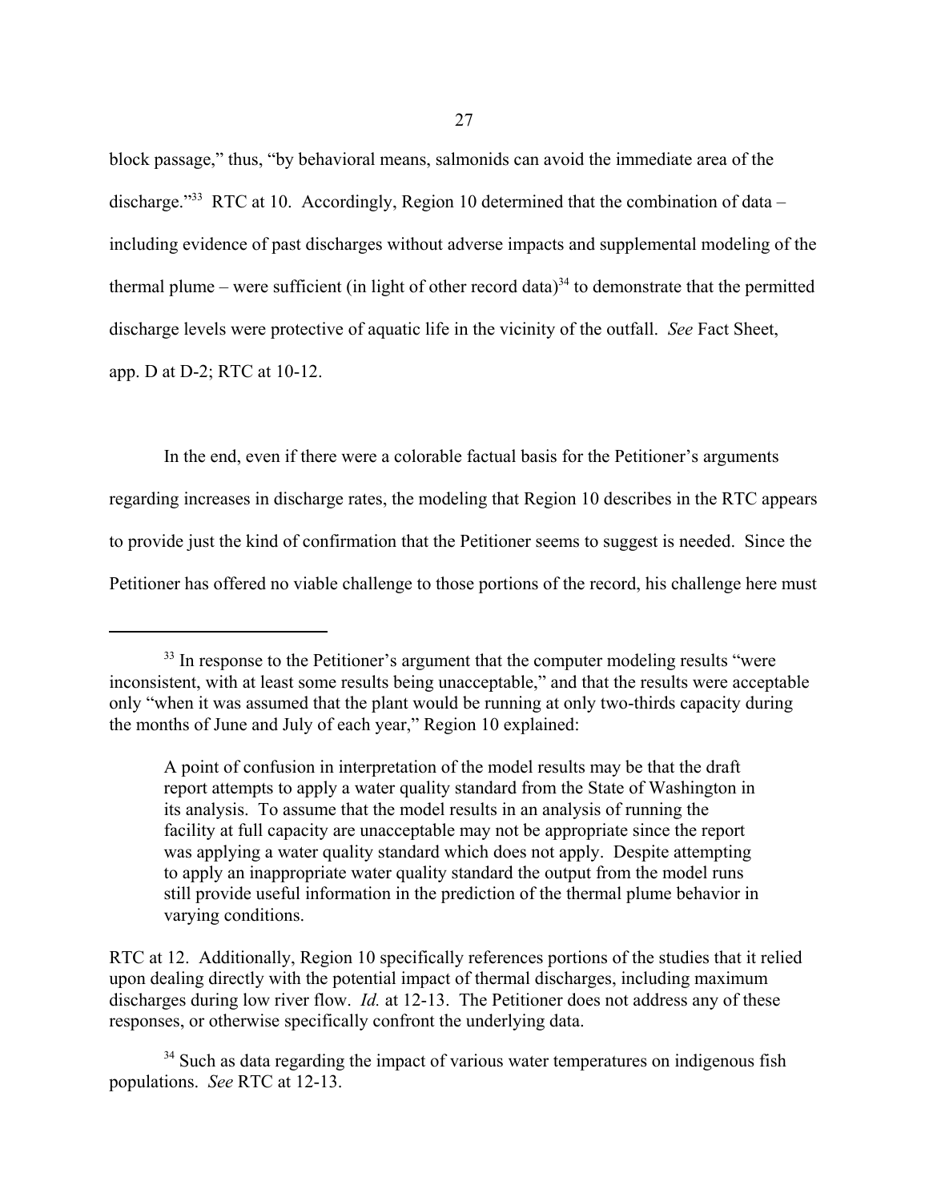block passage," thus, "by behavioral means, salmonids can avoid the immediate area of the discharge."[33] RTC at 10. Accordingly, Region 10 determined that the combination of data – including evidence of past discharges without adverse impacts and supplemental modeling of the thermal plume – were sufficient (in light of other record data)[34] to demonstrate that the permitted discharge levels were protective of aquatic life in the vicinity of the outfall. *See* Fact Sheet, app. D at D-2; RTC at 10-12.

In the end, even if there were a colorable factual basis for the Petitioner's arguments regarding increases in discharge rates, the modeling that Region 10 describes in the RTC appears to provide just the kind of confirmation that the Petitioner seems to suggest is needed. Since the Petitioner has offered no viable challenge to those portions of the record, his challenge here must

---

[33] In response to the Petitioner's argument that the computer modeling results "were inconsistent, with at least some results being unacceptable," and that the results were acceptable only "when it was assumed that the plant would be running at only two-thirds capacity during the months of June and July of each year," Region 10 explained:

> A point of confusion in interpretation of the model results may be that the draft report attempts to apply a water quality standard from the State of Washington in its analysis. To assume that the model results in an analysis of running the facility at full capacity are unacceptable may not be appropriate since the report was applying a water quality standard which does not apply. Despite attempting to apply an inappropriate water quality standard the output from the model runs still provide useful information in the prediction of the thermal plume behavior in varying conditions.

RTC at 12. Additionally, Region 10 specifically references portions of the studies that it relied upon dealing directly with the potential impact of thermal discharges, including maximum discharges during low river flow. *Id.* at 12-13. The Petitioner does not address any of these responses, or otherwise specifically confront the underlying data.

[34] Such as data regarding the impact of various water temperatures on indigenous fish populations. *See* RTC at 12-13.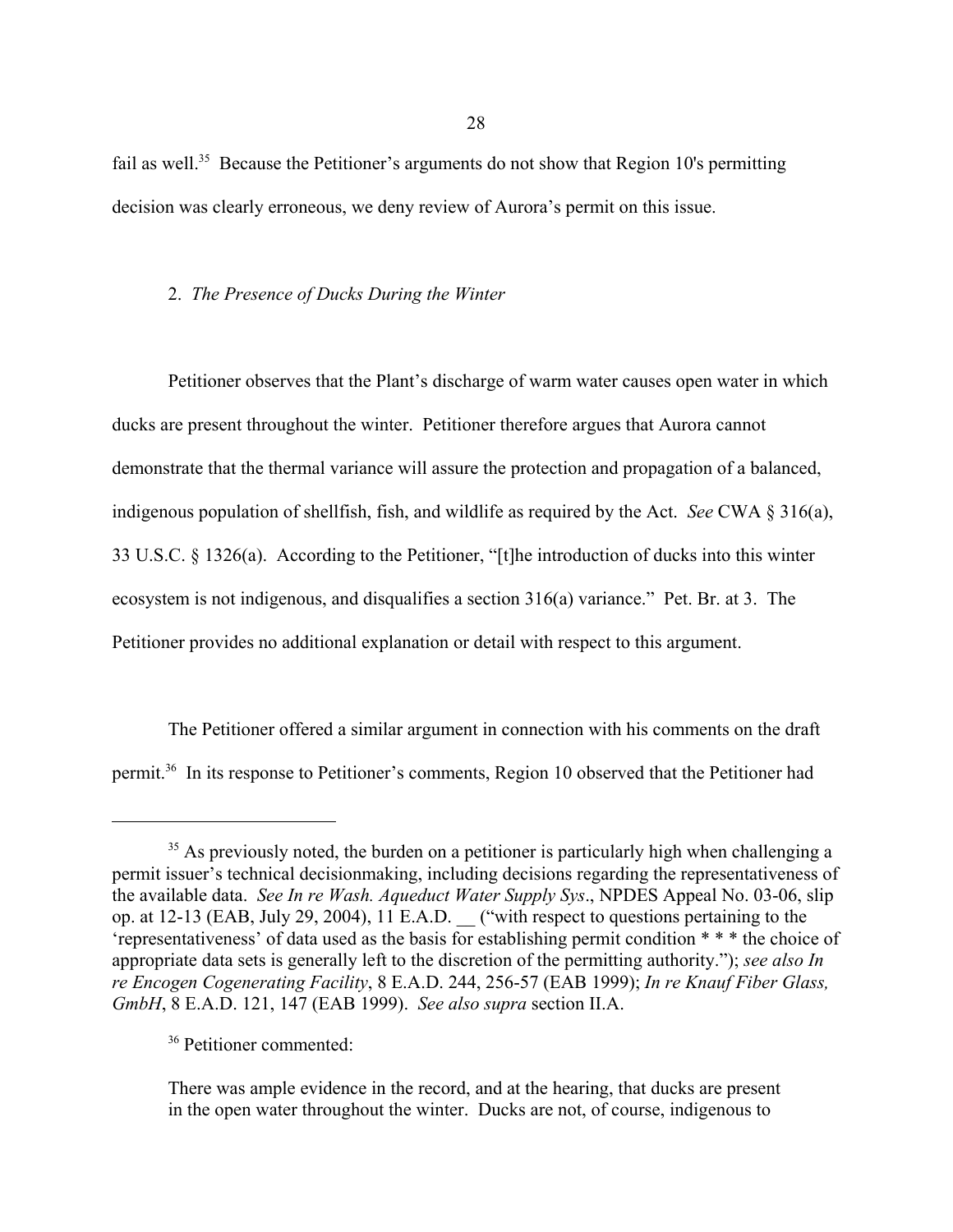fail as well.[35] Because the Petitioner's arguments do not show that Region 10's permitting decision was clearly erroneous, we deny review of Aurora's permit on this issue.

2. *The Presence of Ducks During the Winter*

Petitioner observes that the Plant's discharge of warm water causes open water in which ducks are present throughout the winter. Petitioner therefore argues that Aurora cannot demonstrate that the thermal variance will assure the protection and propagation of a balanced, indigenous population of shellfish, fish, and wildlife as required by the Act. *See* CWA § 316(a), 33 U.S.C. § 1326(a). According to the Petitioner, "[t]he introduction of ducks into this winter ecosystem is not indigenous, and disqualifies a section 316(a) variance." Pet. Br. at 3. The Petitioner provides no additional explanation or detail with respect to this argument.

The Petitioner offered a similar argument in connection with his comments on the draft permit.[36] In its response to Petitioner's comments, Region 10 observed that the Petitioner had

---

[35] As previously noted, the burden on a petitioner is particularly high when challenging a permit issuer's technical decisionmaking, including decisions regarding the representativeness of the available data. *See In re Wash. Aqueduct Water Supply Sys*., NPDES Appeal No. 03-06, slip op. at 12-13 (EAB, July 29, 2004), 11 E.A.D. __ ("with respect to questions pertaining to the 'representativeness' of data used as the basis for establishing permit condition * * * the choice of appropriate data sets is generally left to the discretion of the permitting authority."); *see also In re Encogen Cogenerating Facility*, 8 E.A.D. 244, 256-57 (EAB 1999); *In re Knauf Fiber Glass, GmbH*, 8 E.A.D. 121, 147 (EAB 1999). *See also supra* section II.A.

[36] Petitioner commented:

> There was ample evidence in the record, and at the hearing, that ducks are present in the open water throughout the winter. Ducks are not, of course, indigenous to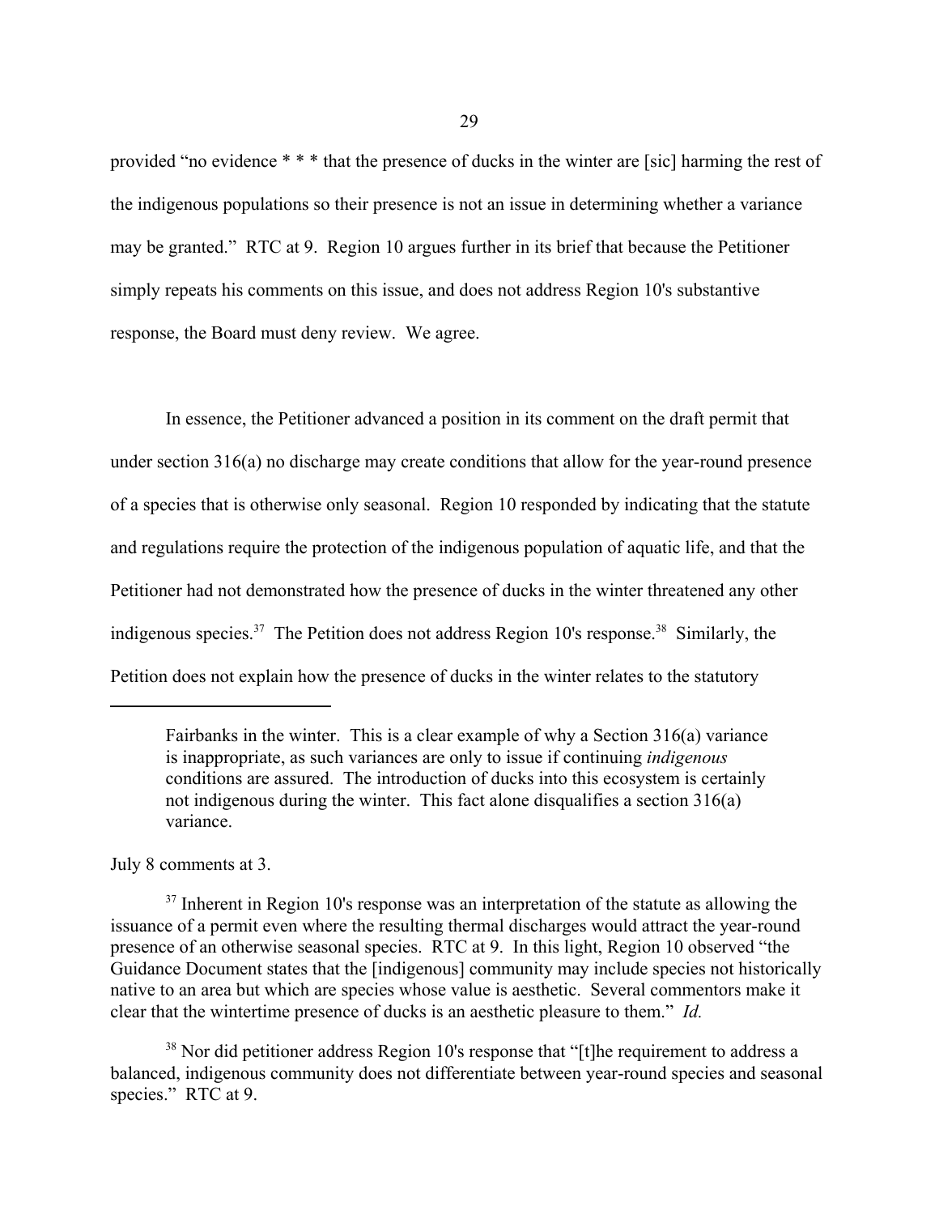provided "no evidence * * * that the presence of ducks in the winter are [sic] harming the rest of the indigenous populations so their presence is not an issue in determining whether a variance may be granted." RTC at 9. Region 10 argues further in its brief that because the Petitioner simply repeats his comments on this issue, and does not address Region 10's substantive response, the Board must deny review. We agree.

In essence, the Petitioner advanced a position in its comment on the draft permit that under section 316(a) no discharge may create conditions that allow for the year-round presence of a species that is otherwise only seasonal. Region 10 responded by indicating that the statute and regulations require the protection of the indigenous population of aquatic life, and that the Petitioner had not demonstrated how the presence of ducks in the winter threatened any other indigenous species.[37] The Petition does not address Region 10's response.[38] Similarly, the Petition does not explain how the presence of ducks in the winter relates to the statutory

---

> Fairbanks in the winter. This is a clear example of why a Section 316(a) variance is inappropriate, as such variances are only to issue if continuing *indigenous* conditions are assured. The introduction of ducks into this ecosystem is certainly not indigenous during the winter. This fact alone disqualifies a section 316(a) variance.

July 8 comments at 3.

[37] Inherent in Region 10's response was an interpretation of the statute as allowing the issuance of a permit even where the resulting thermal discharges would attract the year-round presence of an otherwise seasonal species. RTC at 9. In this light, Region 10 observed "the Guidance Document states that the [indigenous] community may include species not historically native to an area but which are species whose value is aesthetic. Several commentors make it clear that the wintertime presence of ducks is an aesthetic pleasure to them." *Id.*

[38] Nor did petitioner address Region 10's response that "[t]he requirement to address a balanced, indigenous community does not differentiate between year-round species and seasonal species." RTC at 9.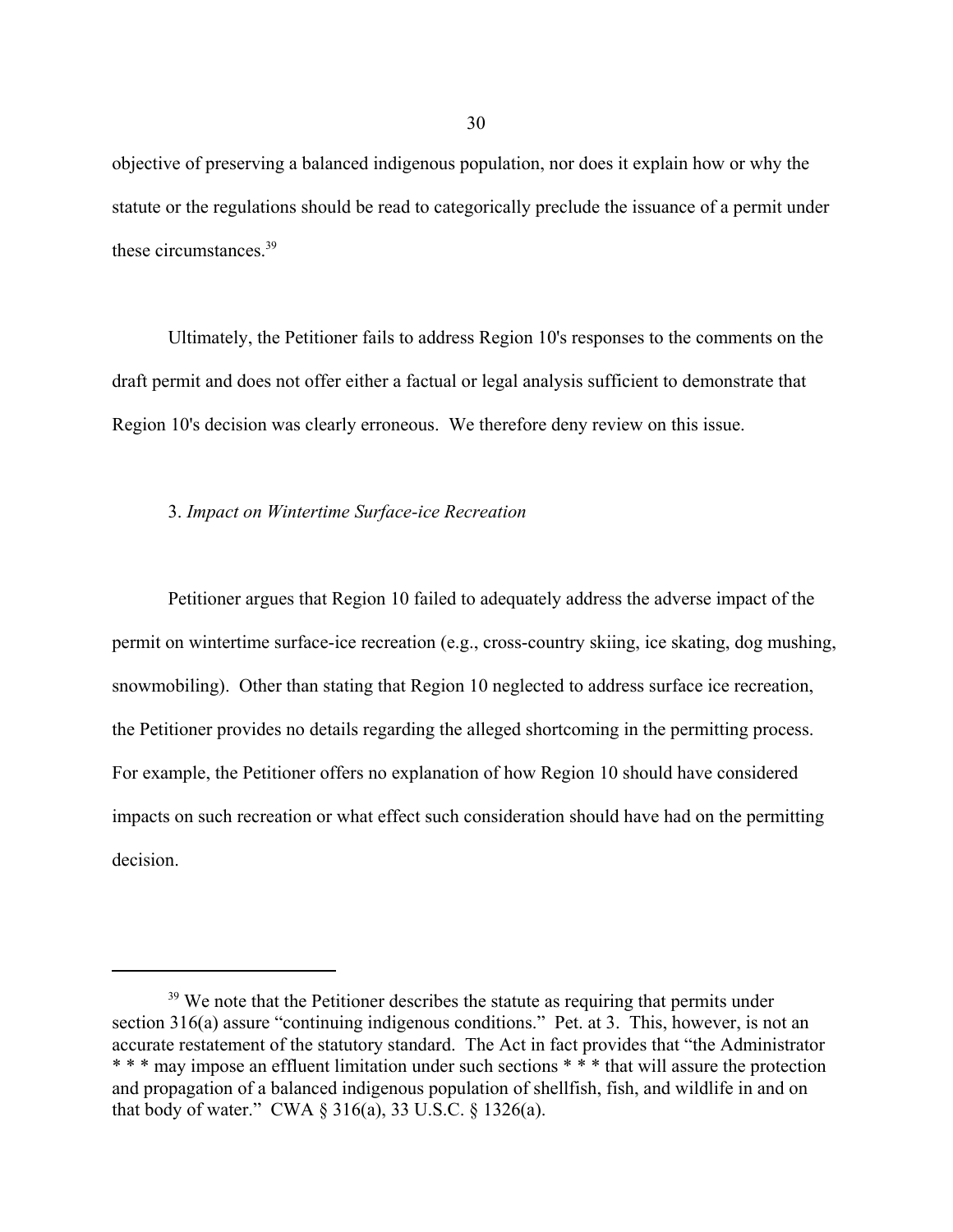objective of preserving a balanced indigenous population, nor does it explain how or why the statute or the regulations should be read to categorically preclude the issuance of a permit under these circumstances.[39]

Ultimately, the Petitioner fails to address Region 10's responses to the comments on the draft permit and does not offer either a factual or legal analysis sufficient to demonstrate that Region 10's decision was clearly erroneous. We therefore deny review on this issue.

3. *Impact on Wintertime Surface-ice Recreation*

Petitioner argues that Region 10 failed to adequately address the adverse impact of the permit on wintertime surface-ice recreation (e.g., cross-country skiing, ice skating, dog mushing, snowmobiling). Other than stating that Region 10 neglected to address surface ice recreation, the Petitioner provides no details regarding the alleged shortcoming in the permitting process. For example, the Petitioner offers no explanation of how Region 10 should have considered impacts on such recreation or what effect such consideration should have had on the permitting decision.

---

[39] We note that the Petitioner describes the statute as requiring that permits under section 316(a) assure "continuing indigenous conditions." Pet. at 3. This, however, is not an accurate restatement of the statutory standard. The Act in fact provides that "the Administrator * * * may impose an effluent limitation under such sections * * * that will assure the protection and propagation of a balanced indigenous population of shellfish, fish, and wildlife in and on that body of water." CWA § 316(a), 33 U.S.C. § 1326(a).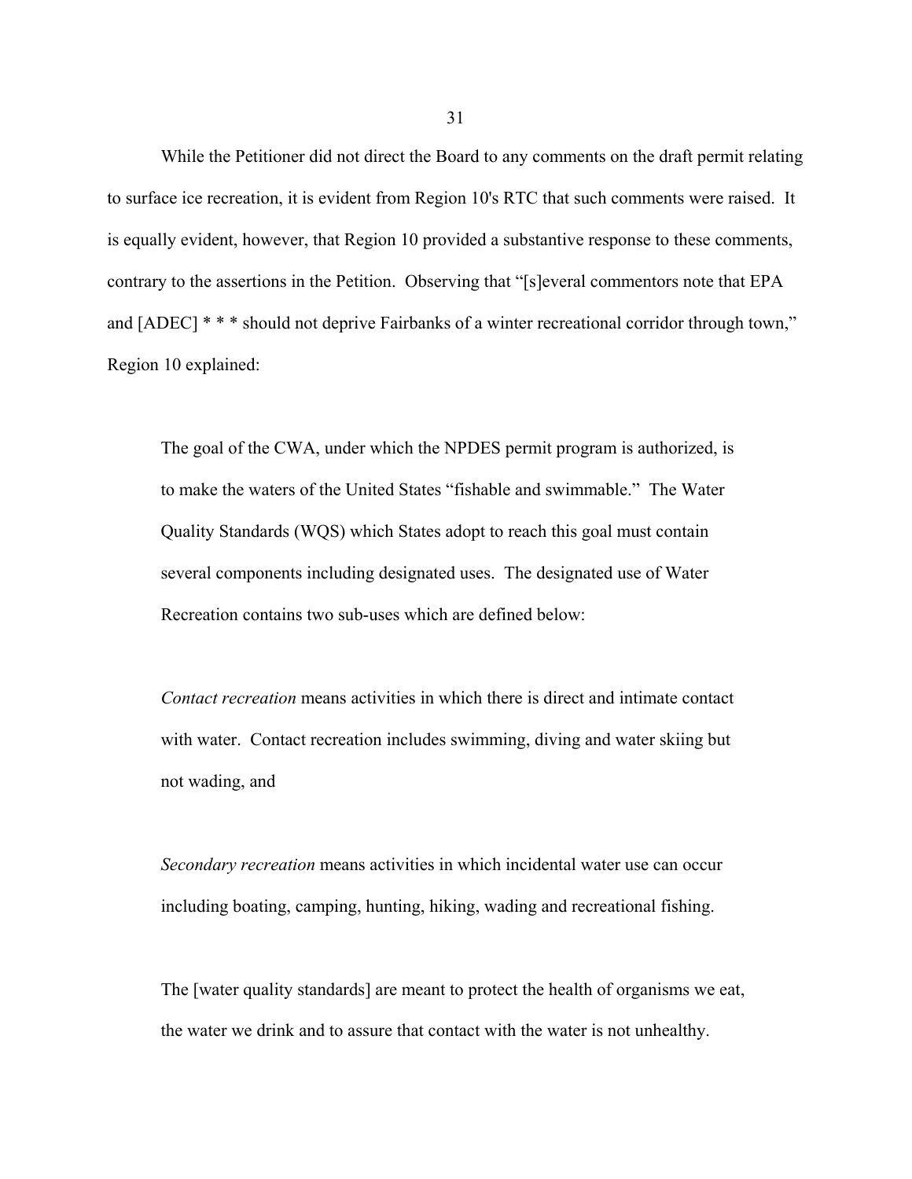While the Petitioner did not direct the Board to any comments on the draft permit relating to surface ice recreation, it is evident from Region 10's RTC that such comments were raised. It is equally evident, however, that Region 10 provided a substantive response to these comments, contrary to the assertions in the Petition. Observing that "[s]everal commentors note that EPA and [ADEC] * * * should not deprive Fairbanks of a winter recreational corridor through town," Region 10 explained:

> The goal of the CWA, under which the NPDES permit program is authorized, is to make the waters of the United States "fishable and swimmable." The Water Quality Standards (WQS) which States adopt to reach this goal must contain several components including designated uses. The designated use of Water Recreation contains two sub-uses which are defined below:
>
> *Contact recreation* means activities in which there is direct and intimate contact with water. Contact recreation includes swimming, diving and water skiing but not wading, and
>
> *Secondary recreation* means activities in which incidental water use can occur including boating, camping, hunting, hiking, wading and recreational fishing.
>
> The [water quality standards] are meant to protect the health of organisms we eat, the water we drink and to assure that contact with the water is not unhealthy.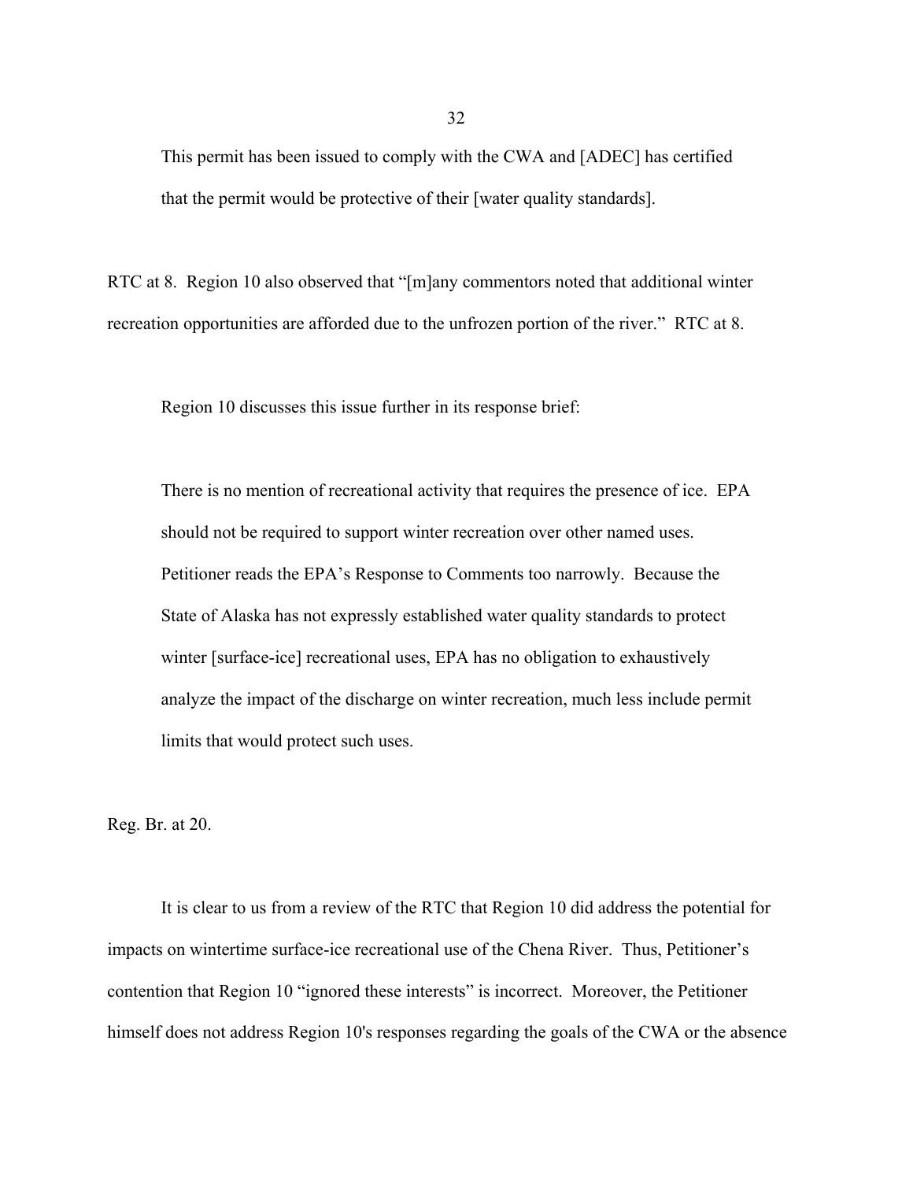> This permit has been issued to comply with the CWA and [ADEC] has certified that the permit would be protective of their [water quality standards].

RTC at 8. Region 10 also observed that "[m]any commentors noted that additional winter recreation opportunities are afforded due to the unfrozen portion of the river." RTC at 8.

Region 10 discusses this issue further in its response brief:

> There is no mention of recreational activity that requires the presence of ice. EPA should not be required to support winter recreation over other named uses. Petitioner reads the EPA's Response to Comments too narrowly. Because the State of Alaska has not expressly established water quality standards to protect winter [surface-ice] recreational uses, EPA has no obligation to exhaustively analyze the impact of the discharge on winter recreation, much less include permit limits that would protect such uses.

Reg. Br. at 20.

It is clear to us from a review of the RTC that Region 10 did address the potential for impacts on wintertime surface-ice recreational use of the Chena River. Thus, Petitioner's contention that Region 10 "ignored these interests" is incorrect. Moreover, the Petitioner himself does not address Region 10's responses regarding the goals of the CWA or the absence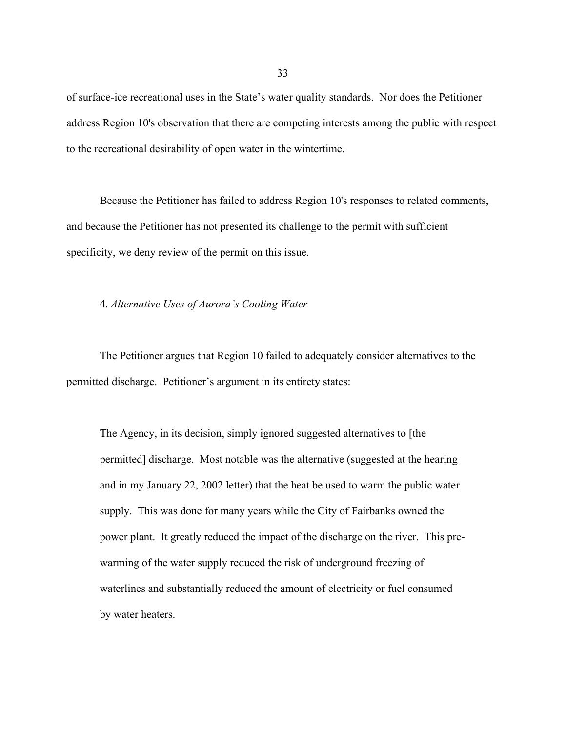of surface-ice recreational uses in the State's water quality standards. Nor does the Petitioner address Region 10's observation that there are competing interests among the public with respect to the recreational desirability of open water in the wintertime.

Because the Petitioner has failed to address Region 10's responses to related comments, and because the Petitioner has not presented its challenge to the permit with sufficient specificity, we deny review of the permit on this issue.

4. *Alternative Uses of Aurora's Cooling Water*

The Petitioner argues that Region 10 failed to adequately consider alternatives to the permitted discharge. Petitioner's argument in its entirety states:

> The Agency, in its decision, simply ignored suggested alternatives to [the permitted] discharge. Most notable was the alternative (suggested at the hearing and in my January 22, 2002 letter) that the heat be used to warm the public water supply. This was done for many years while the City of Fairbanks owned the power plant. It greatly reduced the impact of the discharge on the river. This pre-warming of the water supply reduced the risk of underground freezing of waterlines and substantially reduced the amount of electricity or fuel consumed by water heaters.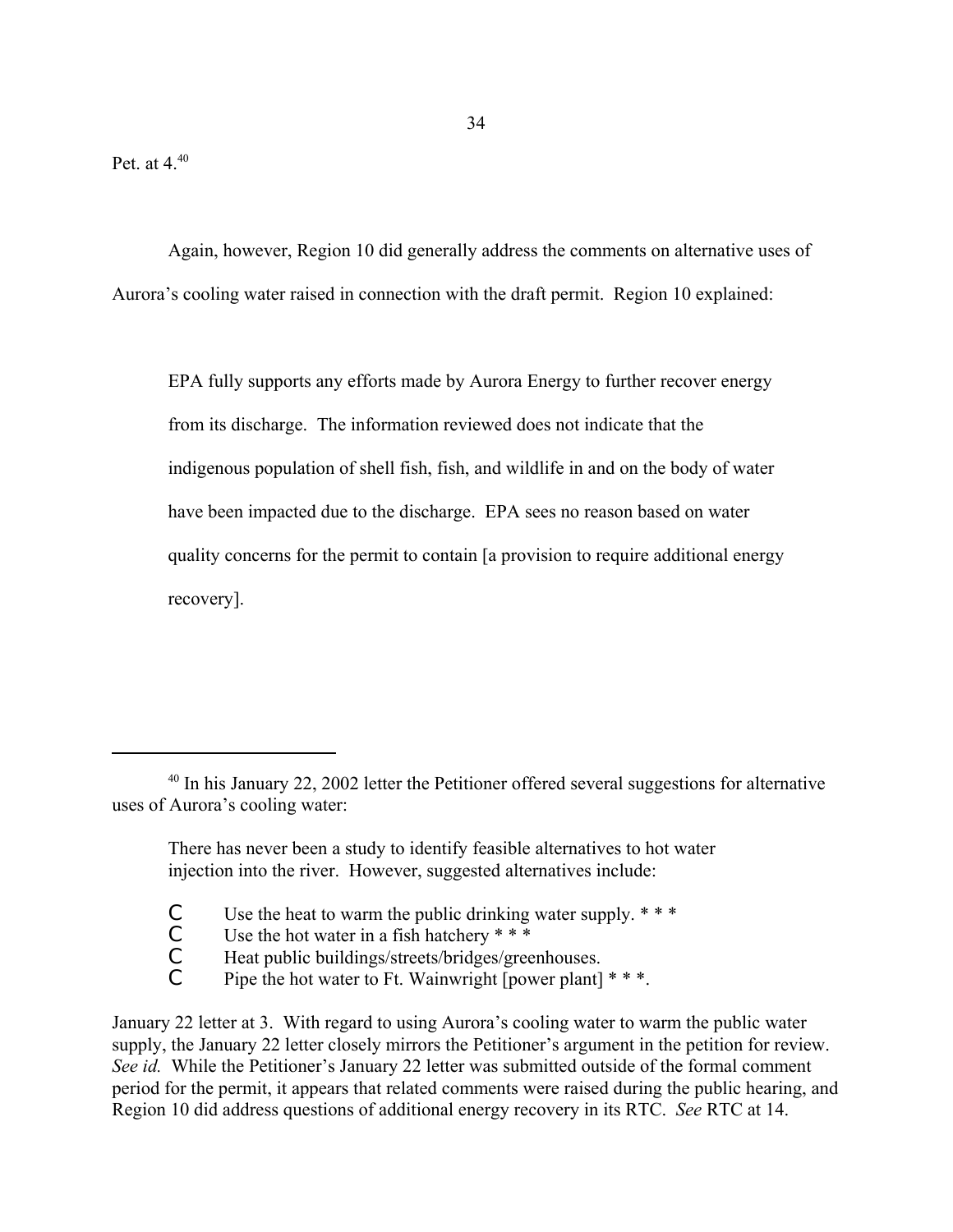Pet. at 4.[40]

Again, however, Region 10 did generally address the comments on alternative uses of Aurora's cooling water raised in connection with the draft permit. Region 10 explained:

> EPA fully supports any efforts made by Aurora Energy to further recover energy from its discharge. The information reviewed does not indicate that the indigenous population of shell fish, fish, and wildlife in and on the body of water have been impacted due to the discharge. EPA sees no reason based on water quality concerns for the permit to contain [a provision to require additional energy recovery].

---

[40] In his January 22, 2002 letter the Petitioner offered several suggestions for alternative uses of Aurora's cooling water:

> There has never been a study to identify feasible alternatives to hot water injection into the river. However, suggested alternatives include:
>
> - Use the heat to warm the public drinking water supply. * * *
> - Use the hot water in a fish hatchery * * *
> - Heat public buildings/streets/bridges/greenhouses.
> - Pipe the hot water to Ft. Wainwright [power plant] * * *.

January 22 letter at 3. With regard to using Aurora's cooling water to warm the public water supply, the January 22 letter closely mirrors the Petitioner's argument in the petition for review. *See id.* While the Petitioner's January 22 letter was submitted outside of the formal comment period for the permit, it appears that related comments were raised during the public hearing, and Region 10 did address questions of additional energy recovery in its RTC. *See* RTC at 14.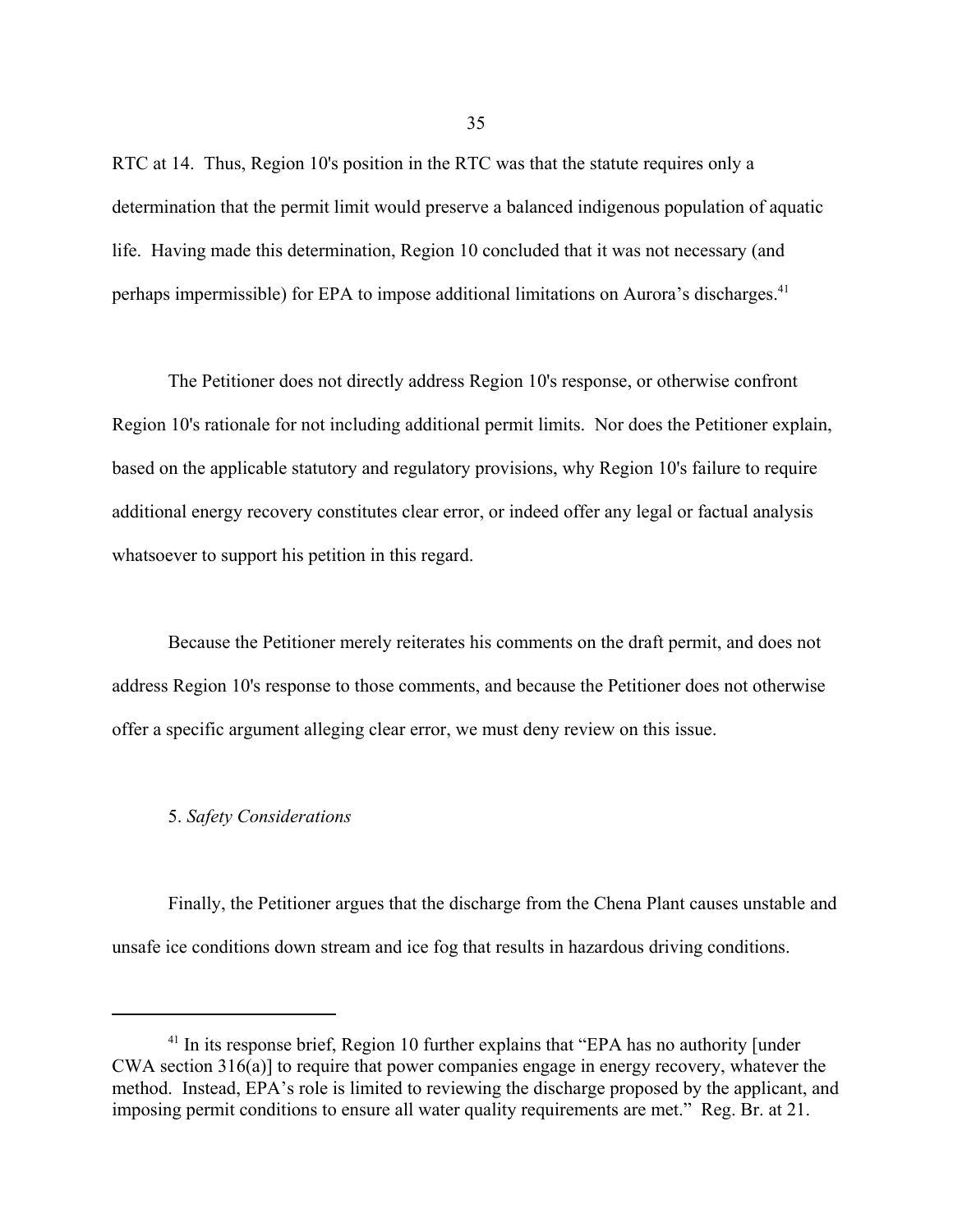RTC at 14. Thus, Region 10's position in the RTC was that the statute requires only a determination that the permit limit would preserve a balanced indigenous population of aquatic life. Having made this determination, Region 10 concluded that it was not necessary (and perhaps impermissible) for EPA to impose additional limitations on Aurora's discharges.[41]

The Petitioner does not directly address Region 10's response, or otherwise confront Region 10's rationale for not including additional permit limits. Nor does the Petitioner explain, based on the applicable statutory and regulatory provisions, why Region 10's failure to require additional energy recovery constitutes clear error, or indeed offer any legal or factual analysis whatsoever to support his petition in this regard.

Because the Petitioner merely reiterates his comments on the draft permit, and does not address Region 10's response to those comments, and because the Petitioner does not otherwise offer a specific argument alleging clear error, we must deny review on this issue.

5. *Safety Considerations*

Finally, the Petitioner argues that the discharge from the Chena Plant causes unstable and unsafe ice conditions down stream and ice fog that results in hazardous driving conditions.

---

[41] In its response brief, Region 10 further explains that "EPA has no authority [under CWA section 316(a)] to require that power companies engage in energy recovery, whatever the method. Instead, EPA's role is limited to reviewing the discharge proposed by the applicant, and imposing permit conditions to ensure all water quality requirements are met." Reg. Br. at 21.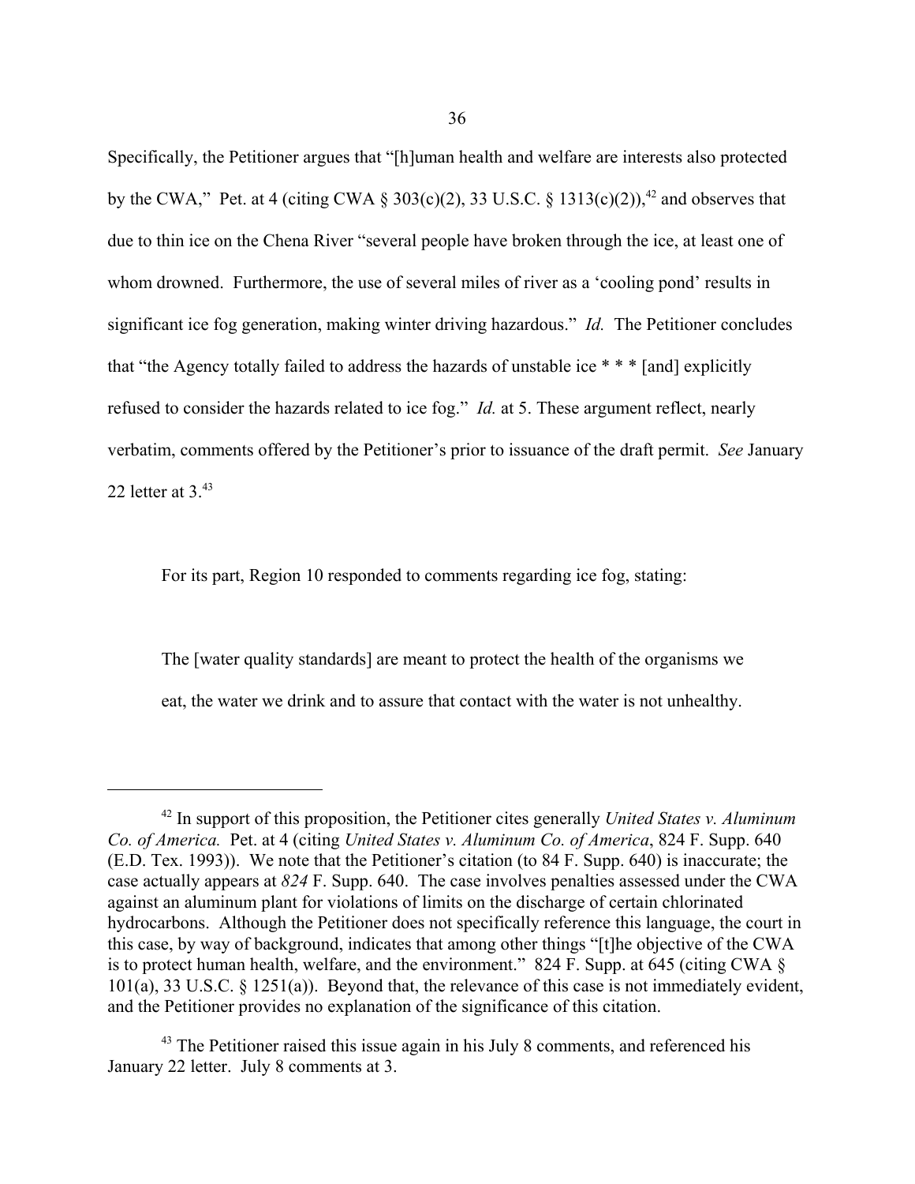Specifically, the Petitioner argues that "[h]uman health and welfare are interests also protected by the CWA," Pet. at 4 (citing CWA § 303(c)(2), 33 U.S.C. § 1313(c)(2)),[42] and observes that due to thin ice on the Chena River "several people have broken through the ice, at least one of whom drowned. Furthermore, the use of several miles of river as a 'cooling pond' results in significant ice fog generation, making winter driving hazardous." *Id.* The Petitioner concludes that "the Agency totally failed to address the hazards of unstable ice * * * [and] explicitly refused to consider the hazards related to ice fog." *Id.* at 5. These argument reflect, nearly verbatim, comments offered by the Petitioner's prior to issuance of the draft permit. *See* January 22 letter at 3.[43]

For its part, Region 10 responded to comments regarding ice fog, stating:

> The [water quality standards] are meant to protect the health of the organisms we eat, the water we drink and to assure that contact with the water is not unhealthy.

---

[42] In support of this proposition, the Petitioner cites generally *United States v. Aluminum Co. of America.* Pet. at 4 (citing *United States v. Aluminum Co. of America*, 824 F. Supp. 640 (E.D. Tex. 1993)). We note that the Petitioner's citation (to 84 F. Supp. 640) is inaccurate; the case actually appears at *824* F. Supp. 640. The case involves penalties assessed under the CWA against an aluminum plant for violations of limits on the discharge of certain chlorinated hydrocarbons. Although the Petitioner does not specifically reference this language, the court in this case, by way of background, indicates that among other things "[t]he objective of the CWA is to protect human health, welfare, and the environment." 824 F. Supp. at 645 (citing CWA § 101(a), 33 U.S.C. § 1251(a)). Beyond that, the relevance of this case is not immediately evident, and the Petitioner provides no explanation of the significance of this citation.

[43] The Petitioner raised this issue again in his July 8 comments, and referenced his January 22 letter. July 8 comments at 3.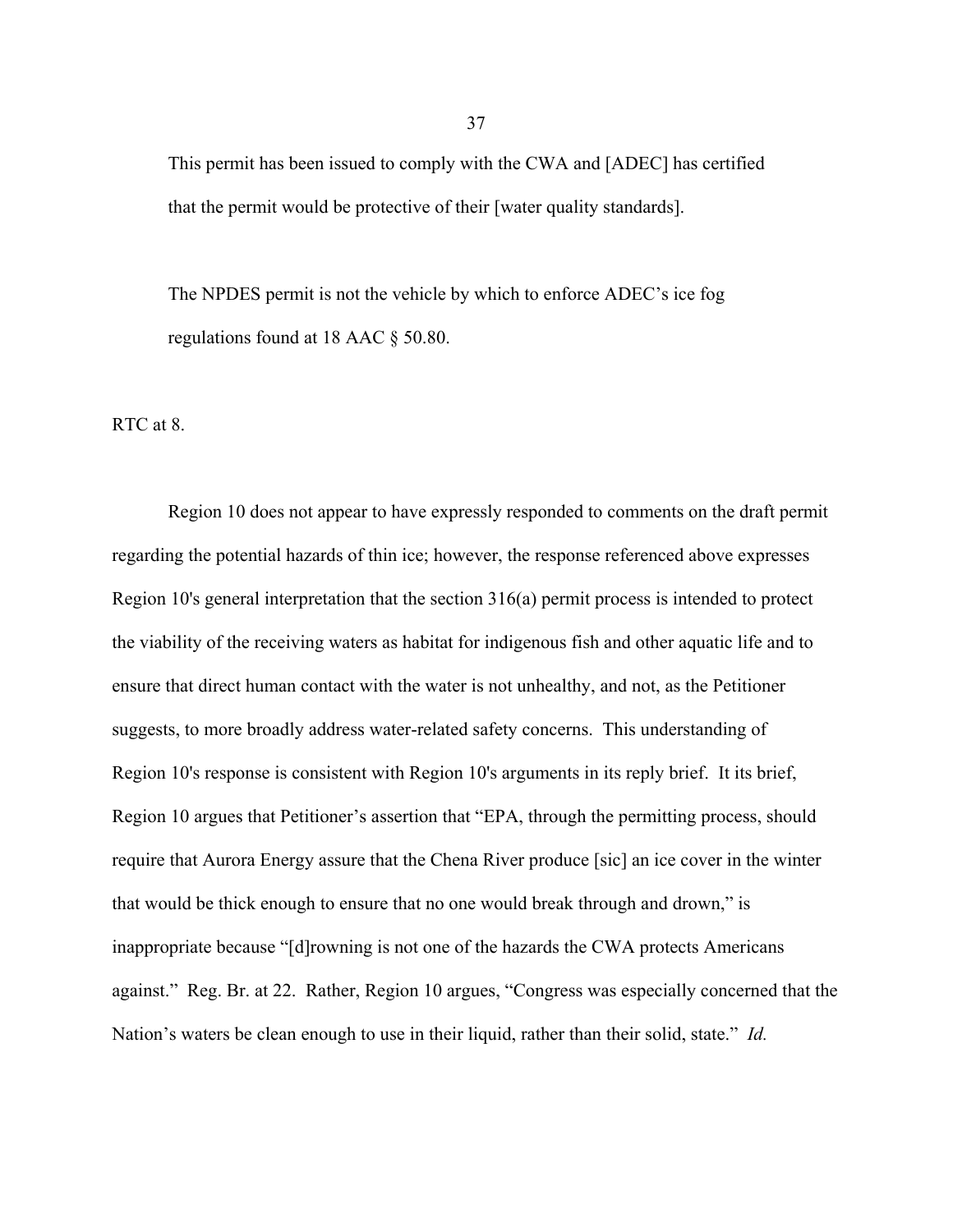> This permit has been issued to comply with the CWA and [ADEC] has certified that the permit would be protective of their [water quality standards].
>
> The NPDES permit is not the vehicle by which to enforce ADEC's ice fog regulations found at 18 AAC § 50.80.

RTC at 8.

Region 10 does not appear to have expressly responded to comments on the draft permit regarding the potential hazards of thin ice; however, the response referenced above expresses Region 10's general interpretation that the section 316(a) permit process is intended to protect the viability of the receiving waters as habitat for indigenous fish and other aquatic life and to ensure that direct human contact with the water is not unhealthy, and not, as the Petitioner suggests, to more broadly address water-related safety concerns. This understanding of Region 10's response is consistent with Region 10's arguments in its reply brief. It its brief, Region 10 argues that Petitioner's assertion that "EPA, through the permitting process, should require that Aurora Energy assure that the Chena River produce [sic] an ice cover in the winter that would be thick enough to ensure that no one would break through and drown," is inappropriate because "[d]rowning is not one of the hazards the CWA protects Americans against." Reg. Br. at 22. Rather, Region 10 argues, "Congress was especially concerned that the Nation's waters be clean enough to use in their liquid, rather than their solid, state." *Id.*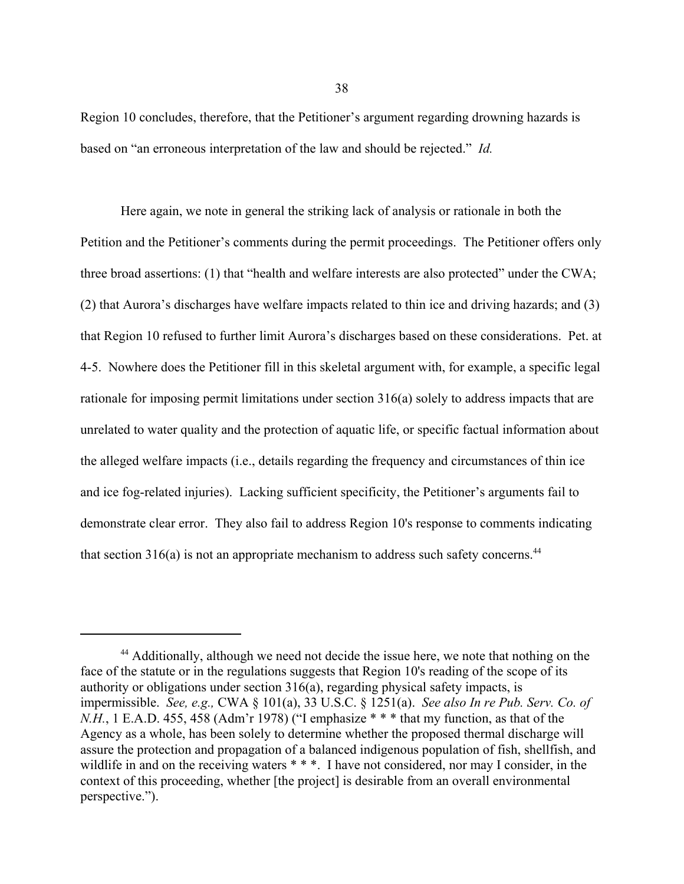Region 10 concludes, therefore, that the Petitioner's argument regarding drowning hazards is based on "an erroneous interpretation of the law and should be rejected." *Id.*

Here again, we note in general the striking lack of analysis or rationale in both the Petition and the Petitioner's comments during the permit proceedings. The Petitioner offers only three broad assertions: (1) that "health and welfare interests are also protected" under the CWA; (2) that Aurora's discharges have welfare impacts related to thin ice and driving hazards; and (3) that Region 10 refused to further limit Aurora's discharges based on these considerations. Pet. at 4-5. Nowhere does the Petitioner fill in this skeletal argument with, for example, a specific legal rationale for imposing permit limitations under section 316(a) solely to address impacts that are unrelated to water quality and the protection of aquatic life, or specific factual information about the alleged welfare impacts (i.e., details regarding the frequency and circumstances of thin ice and ice fog-related injuries). Lacking sufficient specificity, the Petitioner's arguments fail to demonstrate clear error. They also fail to address Region 10's response to comments indicating that section 316(a) is not an appropriate mechanism to address such safety concerns.[44]

---

[44] Additionally, although we need not decide the issue here, we note that nothing on the face of the statute or in the regulations suggests that Region 10's reading of the scope of its authority or obligations under section 316(a), regarding physical safety impacts, is impermissible. *See, e.g.,* CWA § 101(a), 33 U.S.C. § 1251(a). *See also In re Pub. Serv. Co. of N.H.*, 1 E.A.D. 455, 458 (Adm'r 1978) ("I emphasize * * * that my function, as that of the Agency as a whole, has been solely to determine whether the proposed thermal discharge will assure the protection and propagation of a balanced indigenous population of fish, shellfish, and wildlife in and on the receiving waters * * *. I have not considered, nor may I consider, in the context of this proceeding, whether [the project] is desirable from an overall environmental perspective.").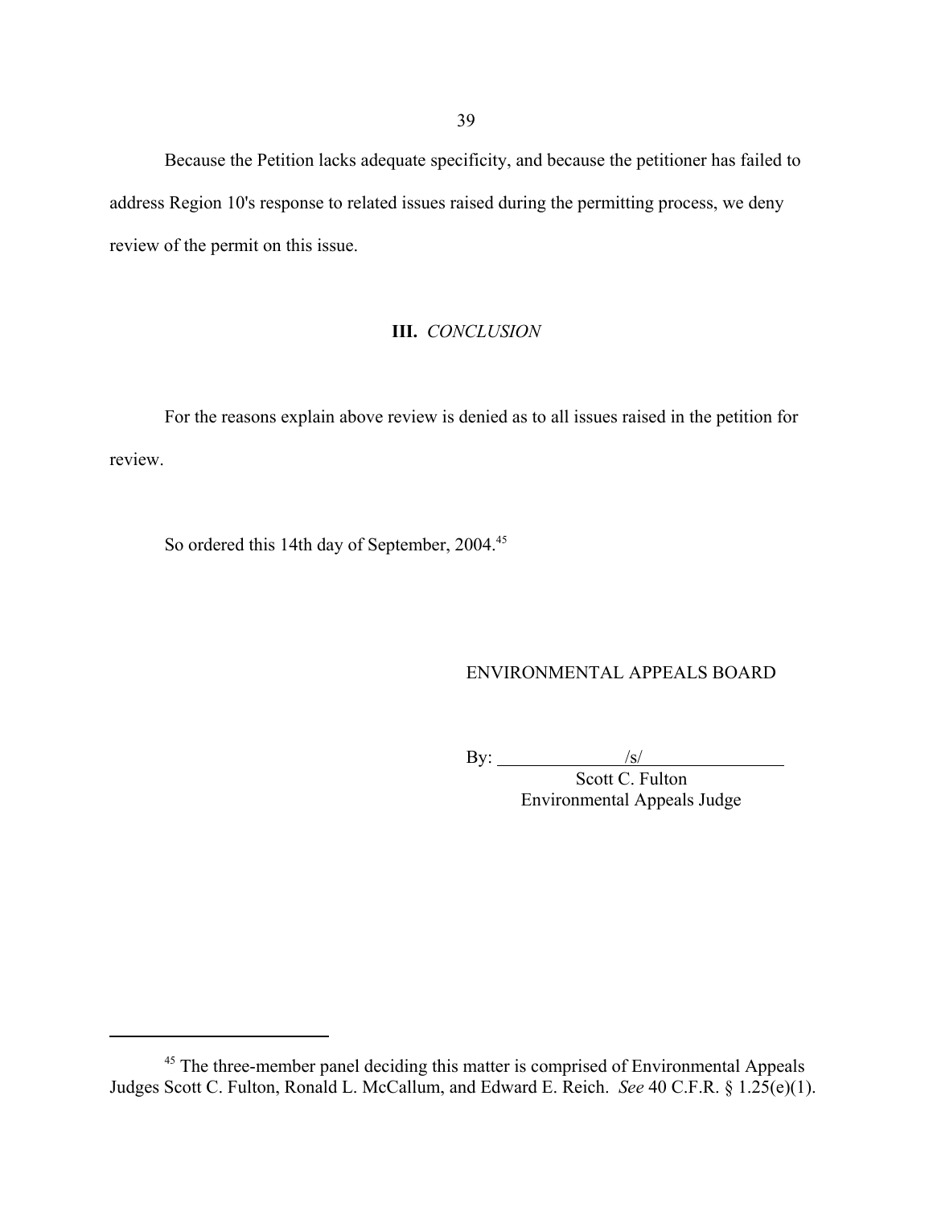Because the Petition lacks adequate specificity, and because the petitioner has failed to address Region 10's response to related issues raised during the permitting process, we deny review of the permit on this issue.

## III. *CONCLUSION*

For the reasons explain above review is denied as to all issues raised in the petition for review.

So ordered this 14th day of September, 2004.[45]

ENVIRONMENTAL APPEALS BOARD

By: /s/

Scott C. Fulton
Environmental Appeals Judge

---

[45] The three-member panel deciding this matter is comprised of Environmental Appeals Judges Scott C. Fulton, Ronald L. McCallum, and Edward E. Reich. *See* 40 C.F.R. § 1.25(e)(1).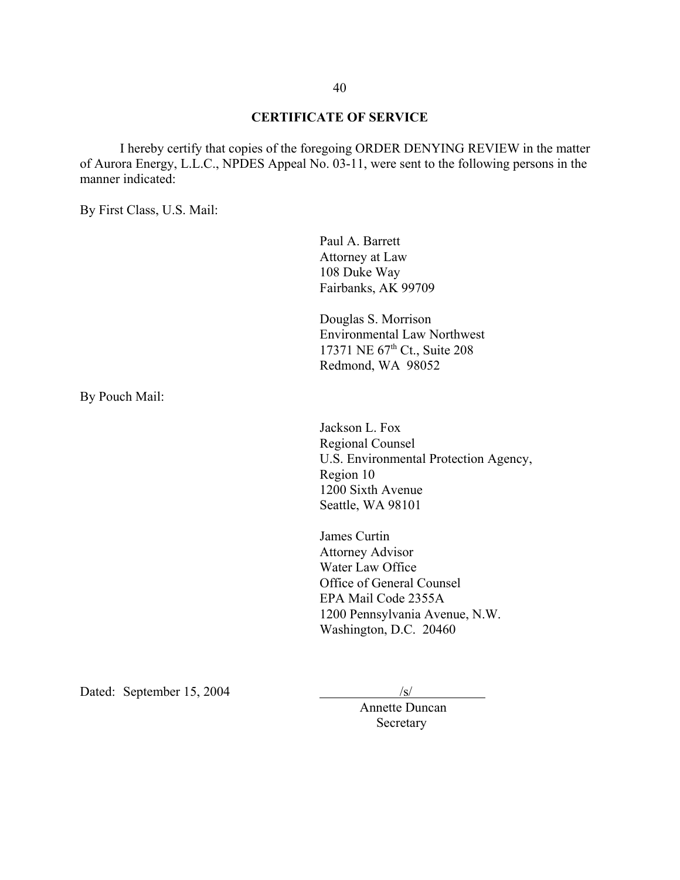## CERTIFICATE OF SERVICE

I hereby certify that copies of the foregoing ORDER DENYING REVIEW in the matter of Aurora Energy, L.L.C., NPDES Appeal No. 03-11, were sent to the following persons in the manner indicated:

By First Class, U.S. Mail:

Paul A. Barrett
Attorney at Law
108 Duke Way
Fairbanks, AK 99709

Douglas S. Morrison
Environmental Law Northwest
17371 NE 67th Ct., Suite 208
Redmond, WA 98052

By Pouch Mail:

Jackson L. Fox
Regional Counsel
U.S. Environmental Protection Agency,
Region 10
1200 Sixth Avenue
Seattle, WA 98101

James Curtin
Attorney Advisor
Water Law Office
Office of General Counsel
EPA Mail Code 2355A
1200 Pennsylvania Avenue, N.W.
Washington, D.C. 20460

Dated: September 15, 2004

/s/
Annette Duncan
Secretary